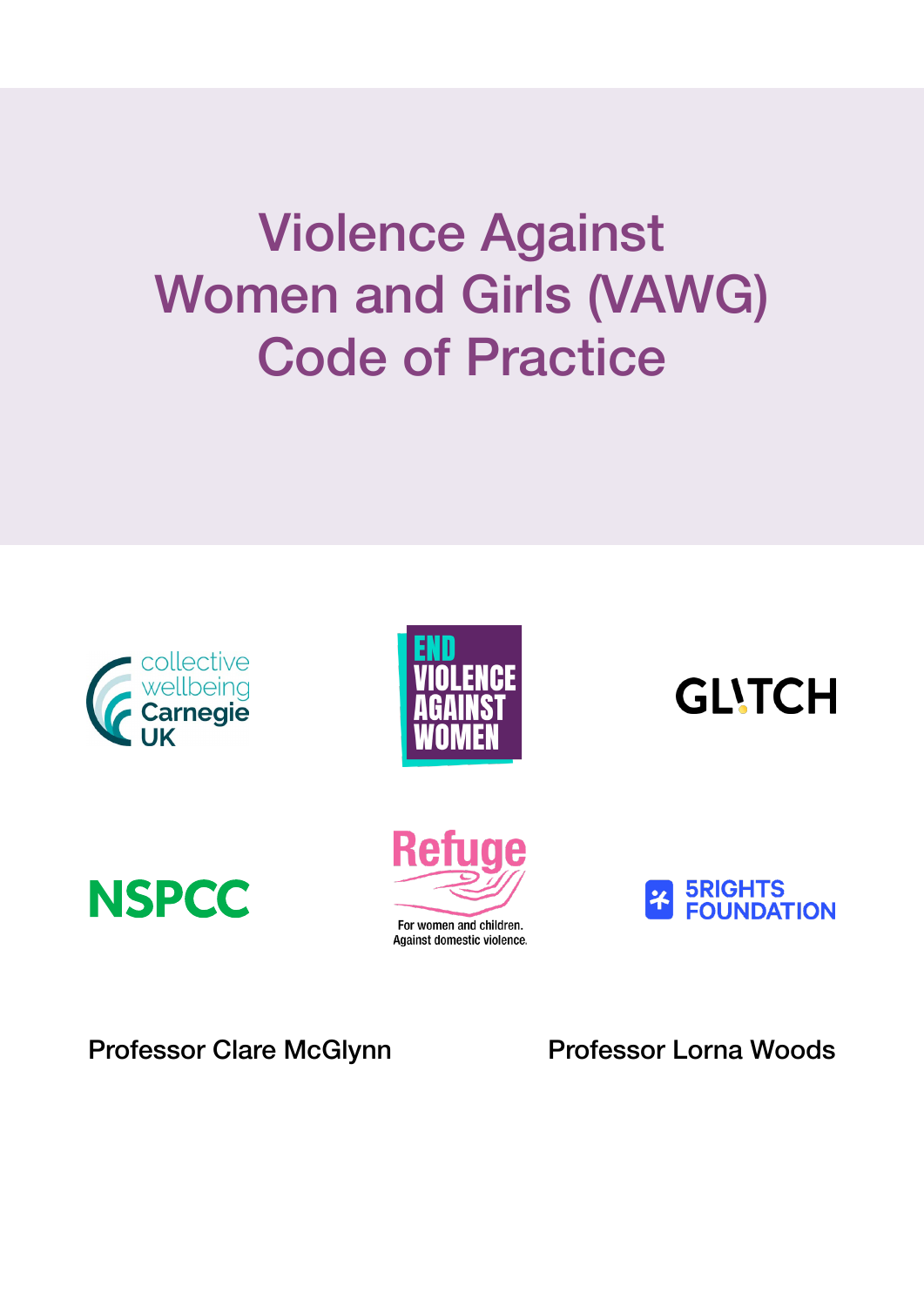# Violence Against Women and Girls (VAWG) Code of Practice

collective wellbeing Carnegie UK

END VIOLENCE AGAINST WOMEN

GLITCH

NSPCC

Refuge

For women and children. Against domestic violence.

5RIGHTS FOUNDATION

Professor Clare McGlynn

Professor Lorna Woods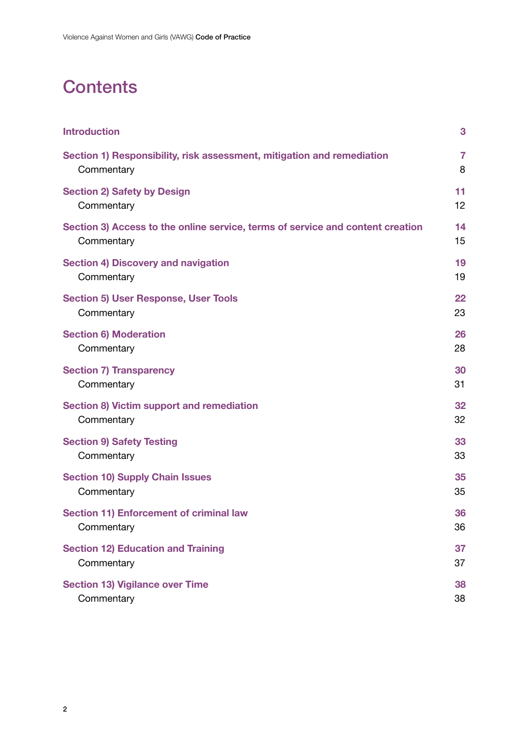# Contents

| | |
|---|---|
| **Introduction** | **3** |
| **Section 1) Responsibility, risk assessment, mitigation and remediation** | **7** |
| Commentary | 8 |
| **Section 2) Safety by Design** | **11** |
| Commentary | 12 |
| **Section 3) Access to the online service, terms of service and content creation** | **14** |
| Commentary | 15 |
| **Section 4) Discovery and navigation** | **19** |
| Commentary | 19 |
| **Section 5) User Response, User Tools** | **22** |
| Commentary | 23 |
| **Section 6) Moderation** | **26** |
| Commentary | 28 |
| **Section 7) Transparency** | **30** |
| Commentary | 31 |
| **Section 8) Victim support and remediation** | **32** |
| Commentary | 32 |
| **Section 9) Safety Testing** | **33** |
| Commentary | 33 |
| **Section 10) Supply Chain Issues** | **35** |
| Commentary | 35 |
| **Section 11) Enforcement of criminal law** | **36** |
| Commentary | 36 |
| **Section 12) Education and Training** | **37** |
| Commentary | 37 |
| **Section 13) Vigilance over Time** | **38** |
| Commentary | 38 |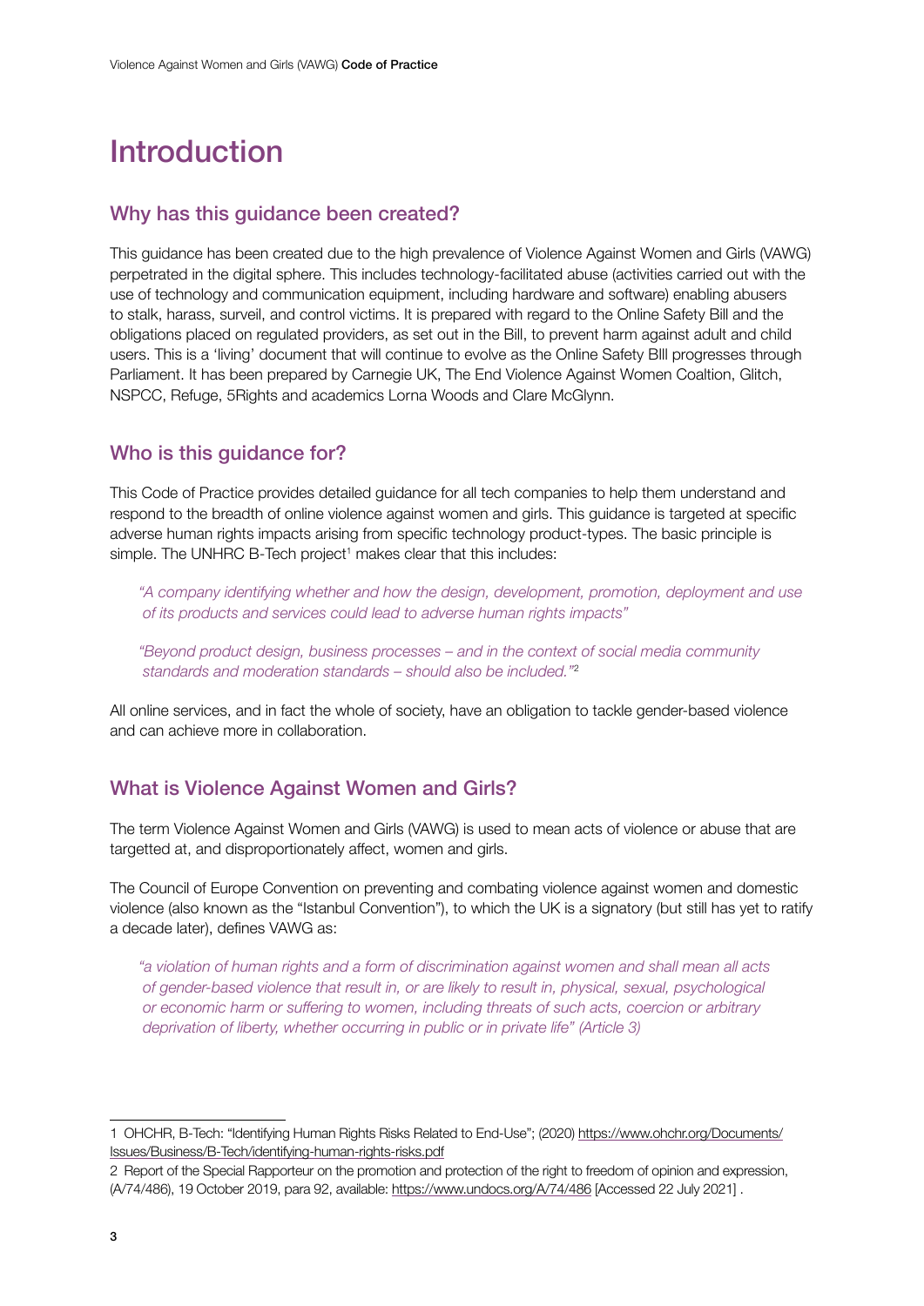# Introduction

## Why has this guidance been created?

This guidance has been created due to the high prevalence of Violence Against Women and Girls (VAWG) perpetrated in the digital sphere. This includes technology-facilitated abuse (activities carried out with the use of technology and communication equipment, including hardware and software) enabling abusers to stalk, harass, surveil, and control victims. It is prepared with regard to the Online Safety Bill and the obligations placed on regulated providers, as set out in the Bill, to prevent harm against adult and child users. This is a 'living' document that will continue to evolve as the Online Safety BIll progresses through Parliament. It has been prepared by Carnegie UK, The End Violence Against Women Coaltion, Glitch, NSPCC, Refuge, 5Rights and academics Lorna Woods and Clare McGlynn.

## Who is this guidance for?

This Code of Practice provides detailed guidance for all tech companies to help them understand and respond to the breadth of online violence against women and girls. This guidance is targeted at specific adverse human rights impacts arising from specific technology product-types. The basic principle is simple. The UNHRC B-Tech project[1] makes clear that this includes:

> *"A company identifying whether and how the design, development, promotion, deployment and use of its products and services could lead to adverse human rights impacts"*
>
> *"Beyond product design, business processes – and in the context of social media community standards and moderation standards – should also be included."*[2]

All online services, and in fact the whole of society, have an obligation to tackle gender-based violence and can achieve more in collaboration.

## What is Violence Against Women and Girls?

The term Violence Against Women and Girls (VAWG) is used to mean acts of violence or abuse that are targetted at, and disproportionately affect, women and girls.

The Council of Europe Convention on preventing and combating violence against women and domestic violence (also known as the "Istanbul Convention"), to which the UK is a signatory (but still has yet to ratify a decade later), defines VAWG as:

> *"a violation of human rights and a form of discrimination against women and shall mean all acts of gender-based violence that result in, or are likely to result in, physical, sexual, psychological or economic harm or suffering to women, including threats of such acts, coercion or arbitrary deprivation of liberty, whether occurring in public or in private life" (Article 3)*

---

1 OHCHR, B-Tech: "Identifying Human Rights Risks Related to End-Use"; (2020) https://www.ohchr.org/Documents/Issues/Business/B-Tech/identifying-human-rights-risks.pdf

2 Report of the Special Rapporteur on the promotion and protection of the right to freedom of opinion and expression, (A/74/486), 19 October 2019, para 92, available: https://www.undocs.org/A/74/486 [Accessed 22 July 2021] .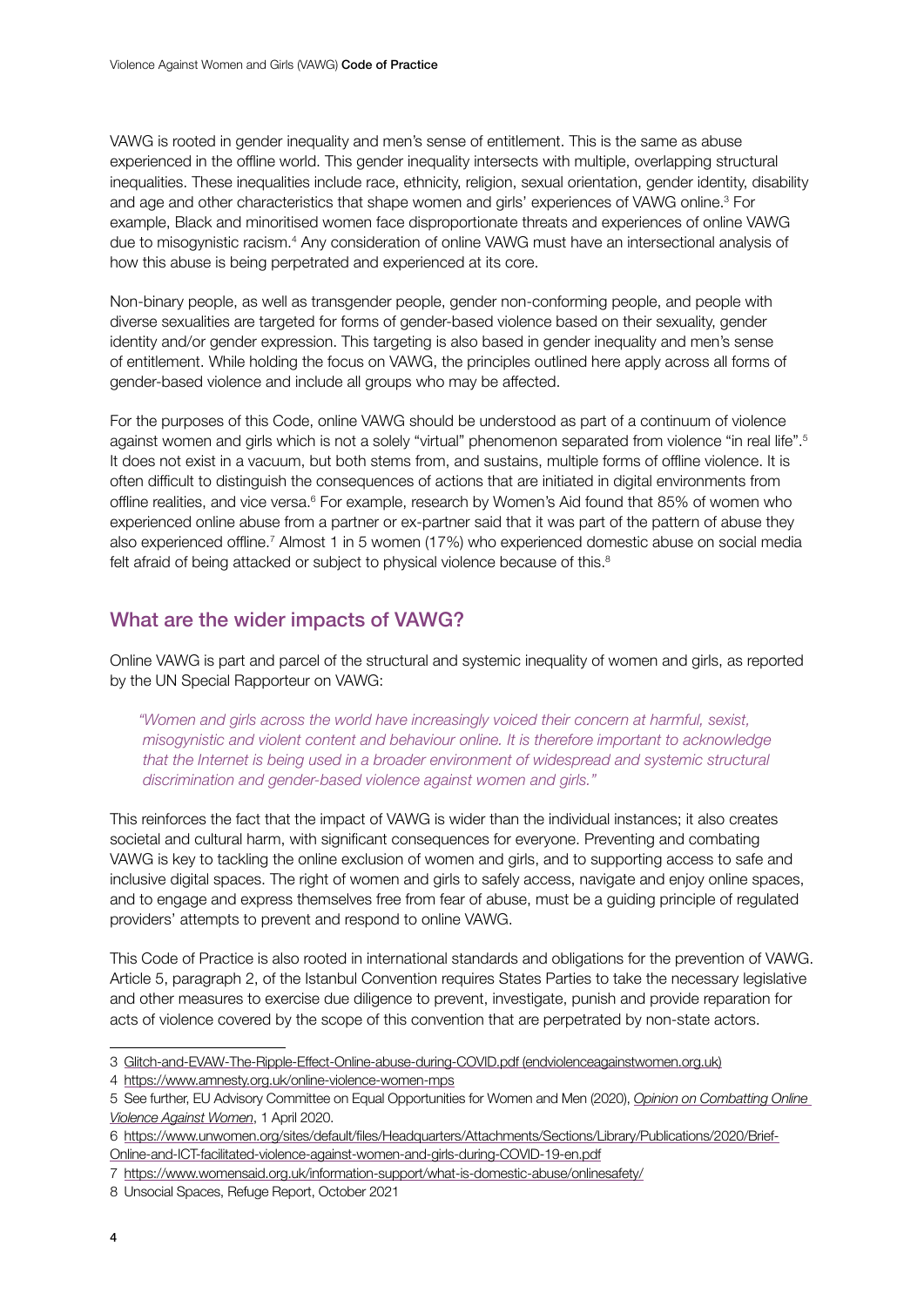VAWG is rooted in gender inequality and men's sense of entitlement. This is the same as abuse experienced in the offline world. This gender inequality intersects with multiple, overlapping structural inequalities. These inequalities include race, ethnicity, religion, sexual orientation, gender identity, disability and age and other characteristics that shape women and girls' experiences of VAWG online.[3] For example, Black and minoritised women face disproportionate threats and experiences of online VAWG due to misogynistic racism.[4] Any consideration of online VAWG must have an intersectional analysis of how this abuse is being perpetrated and experienced at its core.

Non-binary people, as well as transgender people, gender non-conforming people, and people with diverse sexualities are targeted for forms of gender-based violence based on their sexuality, gender identity and/or gender expression. This targeting is also based in gender inequality and men's sense of entitlement. While holding the focus on VAWG, the principles outlined here apply across all forms of gender-based violence and include all groups who may be affected.

For the purposes of this Code, online VAWG should be understood as part of a continuum of violence against women and girls which is not a solely "virtual" phenomenon separated from violence "in real life".[5] It does not exist in a vacuum, but both stems from, and sustains, multiple forms of offline violence. It is often difficult to distinguish the consequences of actions that are initiated in digital environments from offline realities, and vice versa.[6] For example, research by Women's Aid found that 85% of women who experienced online abuse from a partner or ex-partner said that it was part of the pattern of abuse they also experienced offline.[7] Almost 1 in 5 women (17%) who experienced domestic abuse on social media felt afraid of being attacked or subject to physical violence because of this.[8]

## What are the wider impacts of VAWG?

Online VAWG is part and parcel of the structural and systemic inequality of women and girls, as reported by the UN Special Rapporteur on VAWG:

> *"Women and girls across the world have increasingly voiced their concern at harmful, sexist, misogynistic and violent content and behaviour online. It is therefore important to acknowledge that the Internet is being used in a broader environment of widespread and systemic structural discrimination and gender-based violence against women and girls."*

This reinforces the fact that the impact of VAWG is wider than the individual instances; it also creates societal and cultural harm, with significant consequences for everyone. Preventing and combating VAWG is key to tackling the online exclusion of women and girls, and to supporting access to safe and inclusive digital spaces. The right of women and girls to safely access, navigate and enjoy online spaces, and to engage and express themselves free from fear of abuse, must be a guiding principle of regulated providers' attempts to prevent and respond to online VAWG.

This Code of Practice is also rooted in international standards and obligations for the prevention of VAWG. Article 5, paragraph 2, of the Istanbul Convention requires States Parties to take the necessary legislative and other measures to exercise due diligence to prevent, investigate, punish and provide reparation for acts of violence covered by the scope of this convention that are perpetrated by non-state actors.

---

3 Glitch-and-EVAW-The-Ripple-Effect-Online-abuse-during-COVID.pdf (endviolenceagainstwomen.org.uk)

4 https://www.amnesty.org.uk/online-violence-women-mps

5 See further, EU Advisory Committee on Equal Opportunities for Women and Men (2020), *Opinion on Combatting Online Violence Against Women*, 1 April 2020.

6 https://www.unwomen.org/sites/default/files/Headquarters/Attachments/Sections/Library/Publications/2020/Brief-Online-and-ICT-facilitated-violence-against-women-and-girls-during-COVID-19-en.pdf

7 https://www.womensaid.org.uk/information-support/what-is-domestic-abuse/onlinesafety/

8 Unsocial Spaces, Refuge Report, October 2021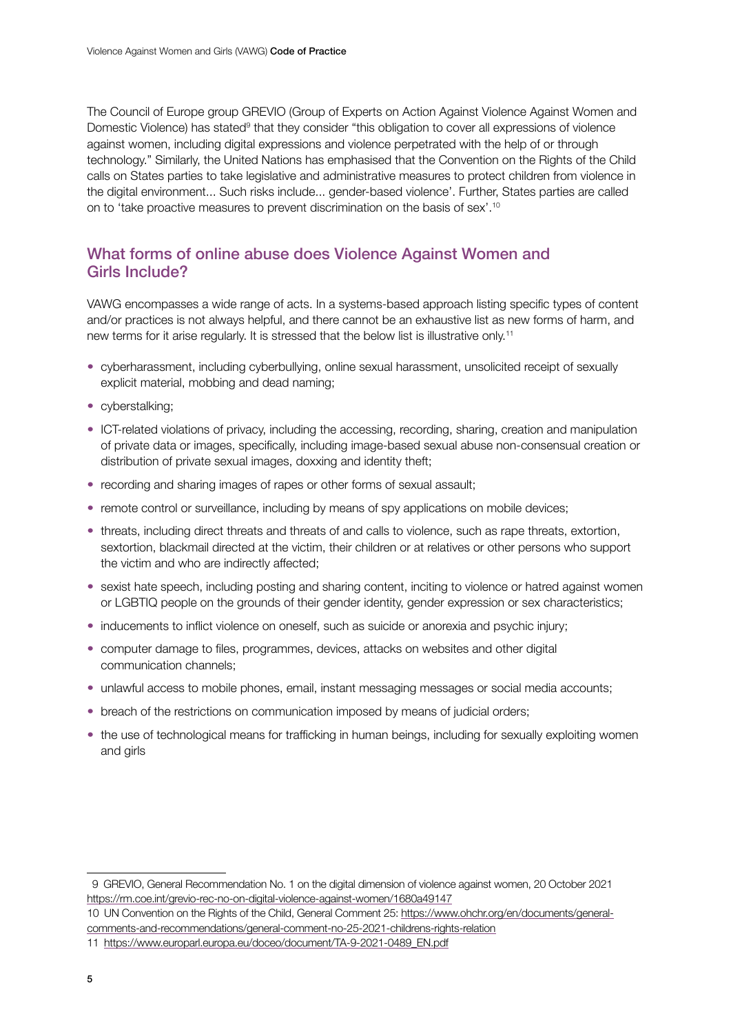The Council of Europe group GREVIO (Group of Experts on Action Against Violence Against Women and Domestic Violence) has stated[9] that they consider "this obligation to cover all expressions of violence against women, including digital expressions and violence perpetrated with the help of or through technology." Similarly, the United Nations has emphasised that the Convention on the Rights of the Child calls on States parties to take legislative and administrative measures to protect children from violence in the digital environment... Such risks include... gender-based violence'. Further, States parties are called on to 'take proactive measures to prevent discrimination on the basis of sex'.[10]

## What forms of online abuse does Violence Against Women and Girls Include?

VAWG encompasses a wide range of acts. In a systems-based approach listing specific types of content and/or practices is not always helpful, and there cannot be an exhaustive list as new forms of harm, and new terms for it arise regularly. It is stressed that the below list is illustrative only.[11]

- cyberharassment, including cyberbullying, online sexual harassment, unsolicited receipt of sexually explicit material, mobbing and dead naming;
- cyberstalking;
- ICT-related violations of privacy, including the accessing, recording, sharing, creation and manipulation of private data or images, specifically, including image-based sexual abuse non-consensual creation or distribution of private sexual images, doxxing and identity theft;
- recording and sharing images of rapes or other forms of sexual assault;
- remote control or surveillance, including by means of spy applications on mobile devices;
- threats, including direct threats and threats of and calls to violence, such as rape threats, extortion, sextortion, blackmail directed at the victim, their children or at relatives or other persons who support the victim and who are indirectly affected;
- sexist hate speech, including posting and sharing content, inciting to violence or hatred against women or LGBTIQ people on the grounds of their gender identity, gender expression or sex characteristics;
- inducements to inflict violence on oneself, such as suicide or anorexia and psychic injury;
- computer damage to files, programmes, devices, attacks on websites and other digital communication channels;
- unlawful access to mobile phones, email, instant messaging messages or social media accounts;
- breach of the restrictions on communication imposed by means of judicial orders;
- the use of technological means for trafficking in human beings, including for sexually exploiting women and girls

---

9 GREVIO, General Recommendation No. 1 on the digital dimension of violence against women, 20 October 2021 https://rm.coe.int/grevio-rec-no-on-digital-violence-against-women/1680a49147

10 UN Convention on the Rights of the Child, General Comment 25: https://www.ohchr.org/en/documents/general-comments-and-recommendations/general-comment-no-25-2021-childrens-rights-relation

11 https://www.europarl.europa.eu/doceo/document/TA-9-2021-0489_EN.pdf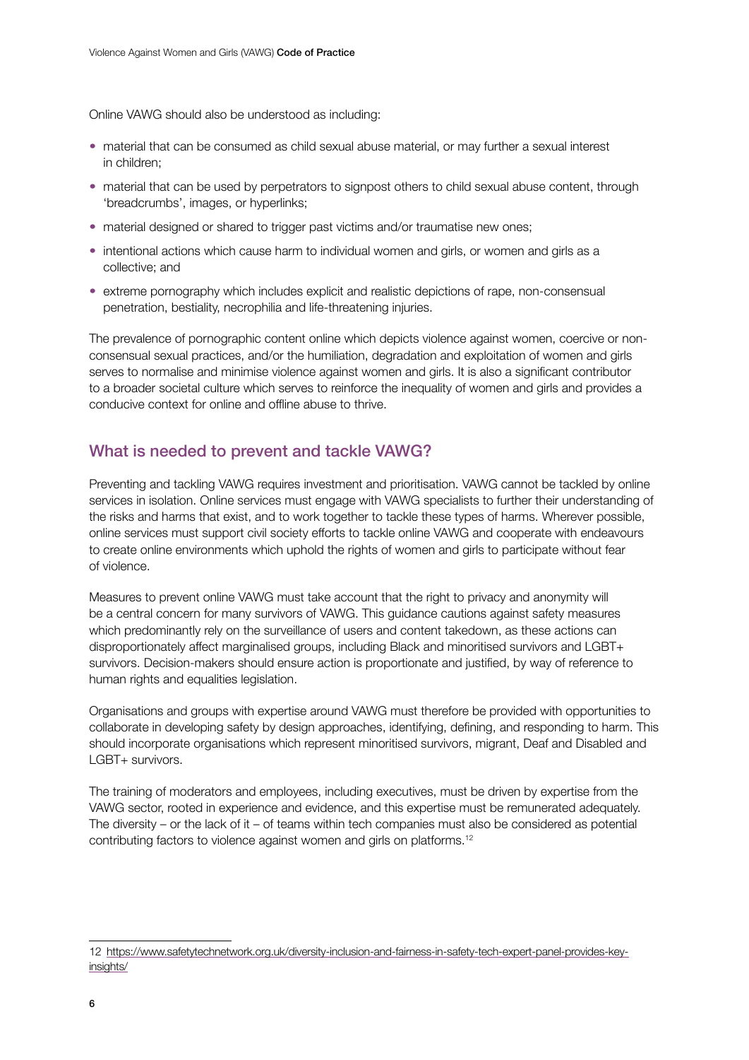Online VAWG should also be understood as including:

- material that can be consumed as child sexual abuse material, or may further a sexual interest in children;
- material that can be used by perpetrators to signpost others to child sexual abuse content, through 'breadcrumbs', images, or hyperlinks;
- material designed or shared to trigger past victims and/or traumatise new ones;
- intentional actions which cause harm to individual women and girls, or women and girls as a collective; and
- extreme pornography which includes explicit and realistic depictions of rape, non-consensual penetration, bestiality, necrophilia and life-threatening injuries.

The prevalence of pornographic content online which depicts violence against women, coercive or non-consensual sexual practices, and/or the humiliation, degradation and exploitation of women and girls serves to normalise and minimise violence against women and girls. It is also a significant contributor to a broader societal culture which serves to reinforce the inequality of women and girls and provides a conducive context for online and offline abuse to thrive.

## What is needed to prevent and tackle VAWG?

Preventing and tackling VAWG requires investment and prioritisation. VAWG cannot be tackled by online services in isolation. Online services must engage with VAWG specialists to further their understanding of the risks and harms that exist, and to work together to tackle these types of harms. Wherever possible, online services must support civil society efforts to tackle online VAWG and cooperate with endeavours to create online environments which uphold the rights of women and girls to participate without fear of violence.

Measures to prevent online VAWG must take account that the right to privacy and anonymity will be a central concern for many survivors of VAWG. This guidance cautions against safety measures which predominantly rely on the surveillance of users and content takedown, as these actions can disproportionately affect marginalised groups, including Black and minoritised survivors and LGBT+ survivors. Decision-makers should ensure action is proportionate and justified, by way of reference to human rights and equalities legislation.

Organisations and groups with expertise around VAWG must therefore be provided with opportunities to collaborate in developing safety by design approaches, identifying, defining, and responding to harm. This should incorporate organisations which represent minoritised survivors, migrant, Deaf and Disabled and LGBT+ survivors.

The training of moderators and employees, including executives, must be driven by expertise from the VAWG sector, rooted in experience and evidence, and this expertise must be remunerated adequately. The diversity – or the lack of it – of teams within tech companies must also be considered as potential contributing factors to violence against women and girls on platforms.[12]

---

12 https://www.safetytechnetwork.org.uk/diversity-inclusion-and-fairness-in-safety-tech-expert-panel-provides-key-insights/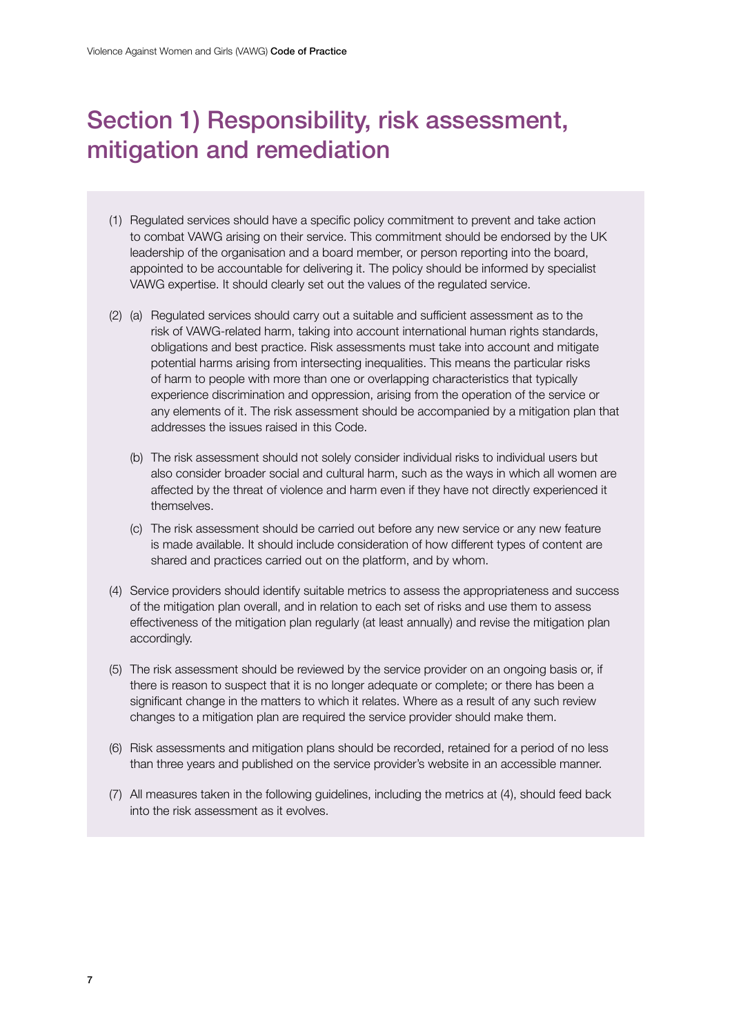# Section 1) Responsibility, risk assessment, mitigation and remediation

(1) Regulated services should have a specific policy commitment to prevent and take action to combat VAWG arising on their service. This commitment should be endorsed by the UK leadership of the organisation and a board member, or person reporting into the board, appointed to be accountable for delivering it. The policy should be informed by specialist VAWG expertise. It should clearly set out the values of the regulated service.

(2) (a) Regulated services should carry out a suitable and sufficient assessment as to the risk of VAWG-related harm, taking into account international human rights standards, obligations and best practice. Risk assessments must take into account and mitigate potential harms arising from intersecting inequalities. This means the particular risks of harm to people with more than one or overlapping characteristics that typically experience discrimination and oppression, arising from the operation of the service or any elements of it. The risk assessment should be accompanied by a mitigation plan that addresses the issues raised in this Code.

(b) The risk assessment should not solely consider individual risks to individual users but also consider broader social and cultural harm, such as the ways in which all women are affected by the threat of violence and harm even if they have not directly experienced it themselves.

(c) The risk assessment should be carried out before any new service or any new feature is made available. It should include consideration of how different types of content are shared and practices carried out on the platform, and by whom.

(4) Service providers should identify suitable metrics to assess the appropriateness and success of the mitigation plan overall, and in relation to each set of risks and use them to assess effectiveness of the mitigation plan regularly (at least annually) and revise the mitigation plan accordingly.

(5) The risk assessment should be reviewed by the service provider on an ongoing basis or, if there is reason to suspect that it is no longer adequate or complete; or there has been a significant change in the matters to which it relates. Where as a result of any such review changes to a mitigation plan are required the service provider should make them.

(6) Risk assessments and mitigation plans should be recorded, retained for a period of no less than three years and published on the service provider's website in an accessible manner.

(7) All measures taken in the following guidelines, including the metrics at (4), should feed back into the risk assessment as it evolves.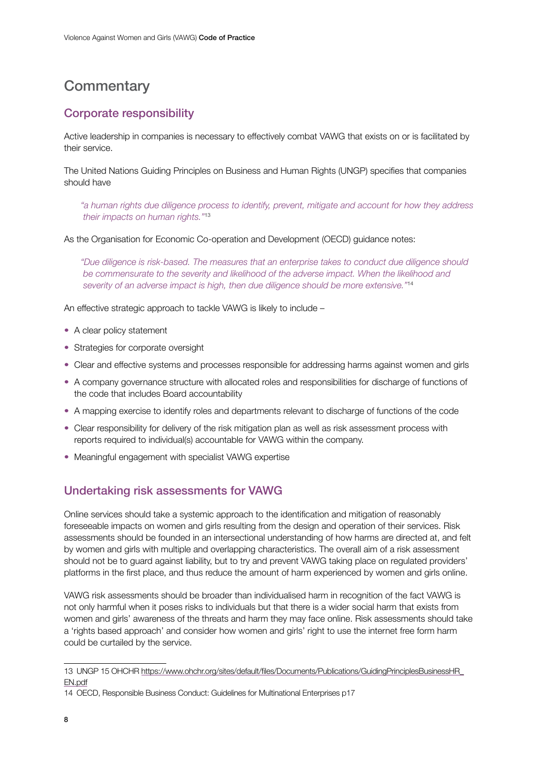# Commentary

## Corporate responsibility

Active leadership in companies is necessary to effectively combat VAWG that exists on or is facilitated by their service.

The United Nations Guiding Principles on Business and Human Rights (UNGP) specifies that companies should have

> *"a human rights due diligence process to identify, prevent, mitigate and account for how they address their impacts on human rights."*[13]

As the Organisation for Economic Co-operation and Development (OECD) guidance notes:

> *"Due diligence is risk-based. The measures that an enterprise takes to conduct due diligence should be commensurate to the severity and likelihood of the adverse impact. When the likelihood and severity of an adverse impact is high, then due diligence should be more extensive."*[14]

An effective strategic approach to tackle VAWG is likely to include –

- A clear policy statement
- Strategies for corporate oversight
- Clear and effective systems and processes responsible for addressing harms against women and girls
- A company governance structure with allocated roles and responsibilities for discharge of functions of the code that includes Board accountability
- A mapping exercise to identify roles and departments relevant to discharge of functions of the code
- Clear responsibility for delivery of the risk mitigation plan as well as risk assessment process with reports required to individual(s) accountable for VAWG within the company.
- Meaningful engagement with specialist VAWG expertise

## Undertaking risk assessments for VAWG

Online services should take a systemic approach to the identification and mitigation of reasonably foreseeable impacts on women and girls resulting from the design and operation of their services. Risk assessments should be founded in an intersectional understanding of how harms are directed at, and felt by women and girls with multiple and overlapping characteristics. The overall aim of a risk assessment should not be to guard against liability, but to try and prevent VAWG taking place on regulated providers' platforms in the first place, and thus reduce the amount of harm experienced by women and girls online.

VAWG risk assessments should be broader than individualised harm in recognition of the fact VAWG is not only harmful when it poses risks to individuals but that there is a wider social harm that exists from women and girls' awareness of the threats and harm they may face online. Risk assessments should take a 'rights based approach' and consider how women and girls' right to use the internet free form harm could be curtailed by the service.

---

13 UNGP 15 OHCHR https://www.ohchr.org/sites/default/files/Documents/Publications/GuidingPrinciplesBusinessHR_EN.pdf

14 OECD, Responsible Business Conduct: Guidelines for Multinational Enterprises p17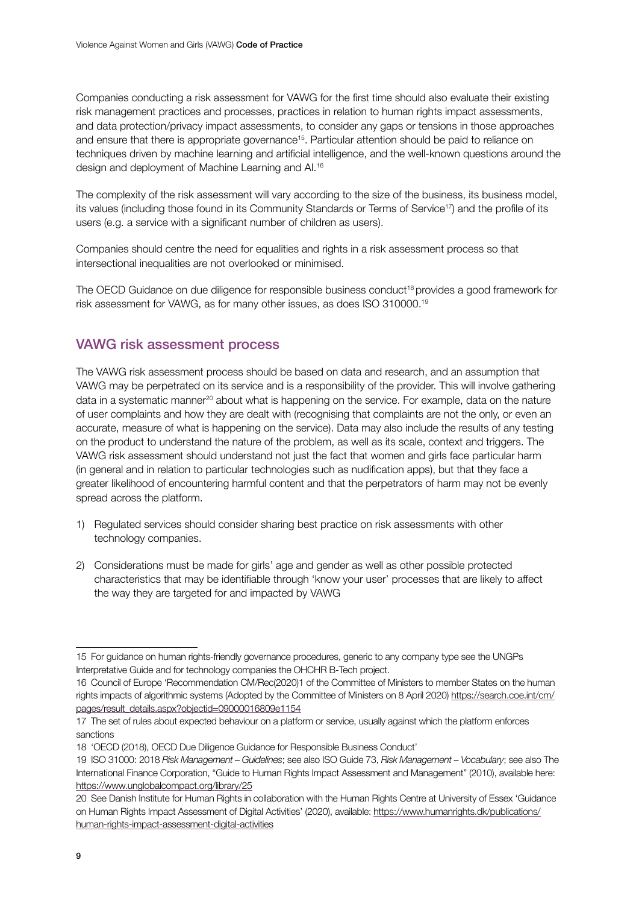Companies conducting a risk assessment for VAWG for the first time should also evaluate their existing risk management practices and processes, practices in relation to human rights impact assessments, and data protection/privacy impact assessments, to consider any gaps or tensions in those approaches and ensure that there is appropriate governance[15]. Particular attention should be paid to reliance on techniques driven by machine learning and artificial intelligence, and the well-known questions around the design and deployment of Machine Learning and AI.[16]

The complexity of the risk assessment will vary according to the size of the business, its business model, its values (including those found in its Community Standards or Terms of Service[17]) and the profile of its users (e.g. a service with a significant number of children as users).

Companies should centre the need for equalities and rights in a risk assessment process so that intersectional inequalities are not overlooked or minimised.

The OECD Guidance on due diligence for responsible business conduct[18] provides a good framework for risk assessment for VAWG, as for many other issues, as does ISO 310000.[19]

## VAWG risk assessment process

The VAWG risk assessment process should be based on data and research, and an assumption that VAWG may be perpetrated on its service and is a responsibility of the provider. This will involve gathering data in a systematic manner[20] about what is happening on the service. For example, data on the nature of user complaints and how they are dealt with (recognising that complaints are not the only, or even an accurate, measure of what is happening on the service). Data may also include the results of any testing on the product to understand the nature of the problem, as well as its scale, context and triggers. The VAWG risk assessment should understand not just the fact that women and girls face particular harm (in general and in relation to particular technologies such as nudification apps), but that they face a greater likelihood of encountering harmful content and that the perpetrators of harm may not be evenly spread across the platform.

1) Regulated services should consider sharing best practice on risk assessments with other technology companies.

2) Considerations must be made for girls' age and gender as well as other possible protected characteristics that may be identifiable through 'know your user' processes that are likely to affect the way they are targeted for and impacted by VAWG

---

15 For guidance on human rights-friendly governance procedures, generic to any company type see the UNGPs Interpretative Guide and for technology companies the OHCHR B-Tech project.

16 Council of Europe 'Recommendation CM/Rec(2020)1 of the Committee of Ministers to member States on the human rights impacts of algorithmic systems (Adopted by the Committee of Ministers on 8 April 2020) https://search.coe.int/cm/pages/result_details.aspx?objectid=09000016809e1154

17 The set of rules about expected behaviour on a platform or service, usually against which the platform enforces sanctions

18 'OECD (2018), OECD Due Diligence Guidance for Responsible Business Conduct'

19 ISO 31000: 2018 *Risk Management – Guidelines*; see also ISO Guide 73, *Risk Management – Vocabulary*; see also The International Finance Corporation, "Guide to Human Rights Impact Assessment and Management" (2010), available here: https://www.unglobalcompact.org/library/25

20 See Danish Institute for Human Rights in collaboration with the Human Rights Centre at University of Essex 'Guidance on Human Rights Impact Assessment of Digital Activities' (2020), available: https://www.humanrights.dk/publications/human-rights-impact-assessment-digital-activities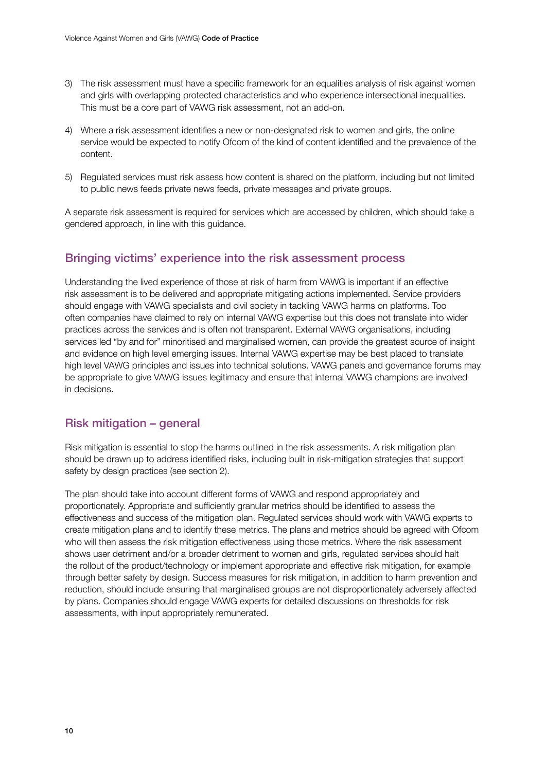3) The risk assessment must have a specific framework for an equalities analysis of risk against women and girls with overlapping protected characteristics and who experience intersectional inequalities. This must be a core part of VAWG risk assessment, not an add-on.

4) Where a risk assessment identifies a new or non-designated risk to women and girls, the online service would be expected to notify Ofcom of the kind of content identified and the prevalence of the content.

5) Regulated services must risk assess how content is shared on the platform, including but not limited to public news feeds private news feeds, private messages and private groups.

A separate risk assessment is required for services which are accessed by children, which should take a gendered approach, in line with this guidance.

## Bringing victims' experience into the risk assessment process

Understanding the lived experience of those at risk of harm from VAWG is important if an effective risk assessment is to be delivered and appropriate mitigating actions implemented. Service providers should engage with VAWG specialists and civil society in tackling VAWG harms on platforms. Too often companies have claimed to rely on internal VAWG expertise but this does not translate into wider practices across the services and is often not transparent. External VAWG organisations, including services led "by and for" minoritised and marginalised women, can provide the greatest source of insight and evidence on high level emerging issues. Internal VAWG expertise may be best placed to translate high level VAWG principles and issues into technical solutions. VAWG panels and governance forums may be appropriate to give VAWG issues legitimacy and ensure that internal VAWG champions are involved in decisions.

## Risk mitigation – general

Risk mitigation is essential to stop the harms outlined in the risk assessments. A risk mitigation plan should be drawn up to address identified risks, including built in risk-mitigation strategies that support safety by design practices (see section 2).

The plan should take into account different forms of VAWG and respond appropriately and proportionately. Appropriate and sufficiently granular metrics should be identified to assess the effectiveness and success of the mitigation plan. Regulated services should work with VAWG experts to create mitigation plans and to identify these metrics. The plans and metrics should be agreed with Ofcom who will then assess the risk mitigation effectiveness using those metrics. Where the risk assessment shows user detriment and/or a broader detriment to women and girls, regulated services should halt the rollout of the product/technology or implement appropriate and effective risk mitigation, for example through better safety by design. Success measures for risk mitigation, in addition to harm prevention and reduction, should include ensuring that marginalised groups are not disproportionately adversely affected by plans. Companies should engage VAWG experts for detailed discussions on thresholds for risk assessments, with input appropriately remunerated.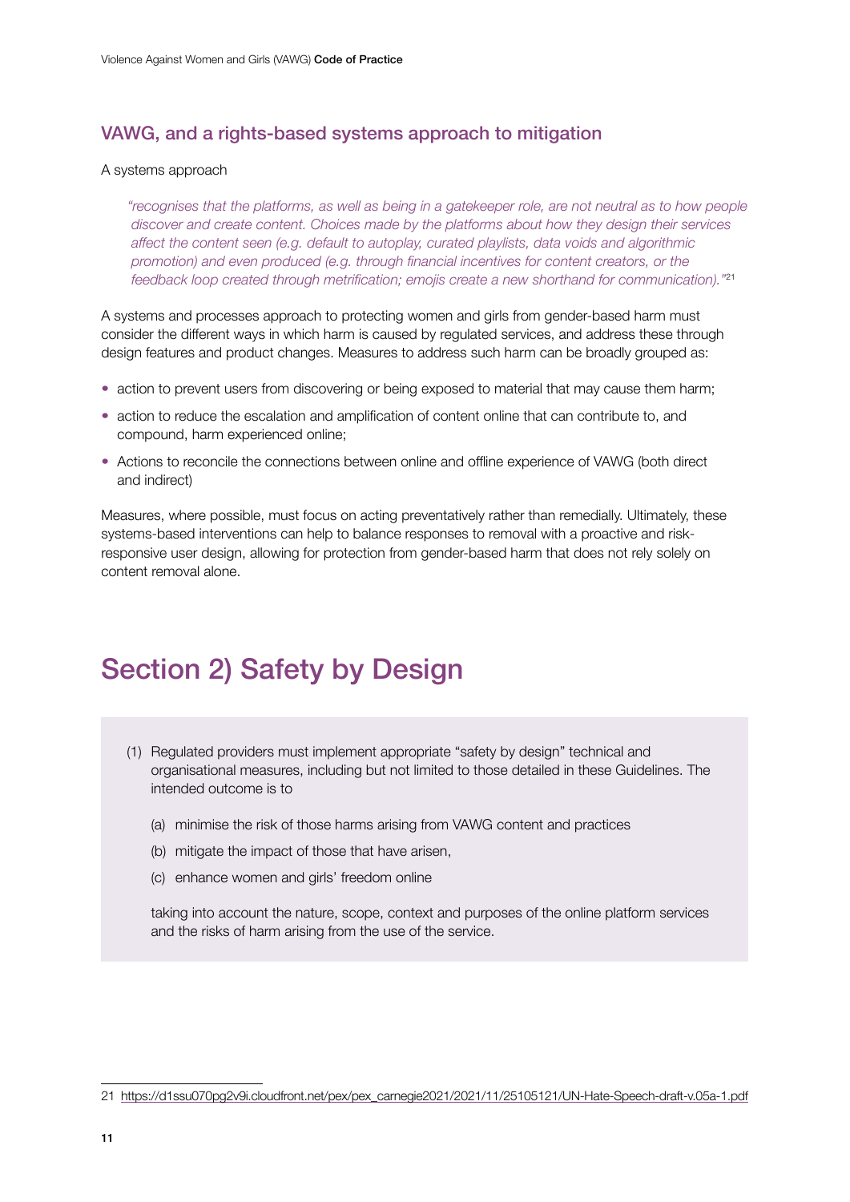## VAWG, and a rights-based systems approach to mitigation

A systems approach

> *"recognises that the platforms, as well as being in a gatekeeper role, are not neutral as to how people discover and create content. Choices made by the platforms about how they design their services affect the content seen (e.g. default to autoplay, curated playlists, data voids and algorithmic promotion) and even produced (e.g. through financial incentives for content creators, or the feedback loop created through metrification; emojis create a new shorthand for communication)."*[21]

A systems and processes approach to protecting women and girls from gender-based harm must consider the different ways in which harm is caused by regulated services, and address these through design features and product changes. Measures to address such harm can be broadly grouped as:

- action to prevent users from discovering or being exposed to material that may cause them harm;
- action to reduce the escalation and amplification of content online that can contribute to, and compound, harm experienced online;
- Actions to reconcile the connections between online and offline experience of VAWG (both direct and indirect)

Measures, where possible, must focus on acting preventatively rather than remedially. Ultimately, these systems-based interventions can help to balance responses to removal with a proactive and risk-responsive user design, allowing for protection from gender-based harm that does not rely solely on content removal alone.

# Section 2) Safety by Design

(1) Regulated providers must implement appropriate "safety by design" technical and organisational measures, including but not limited to those detailed in these Guidelines. The intended outcome is to

(a) minimise the risk of those harms arising from VAWG content and practices

(b) mitigate the impact of those that have arisen,

(c) enhance women and girls' freedom online

taking into account the nature, scope, context and purposes of the online platform services and the risks of harm arising from the use of the service.

---

21 https://d1ssu070pg2v9i.cloudfront.net/pex/pex_carnegie2021/2021/11/25105121/UN-Hate-Speech-draft-v.05a-1.pdf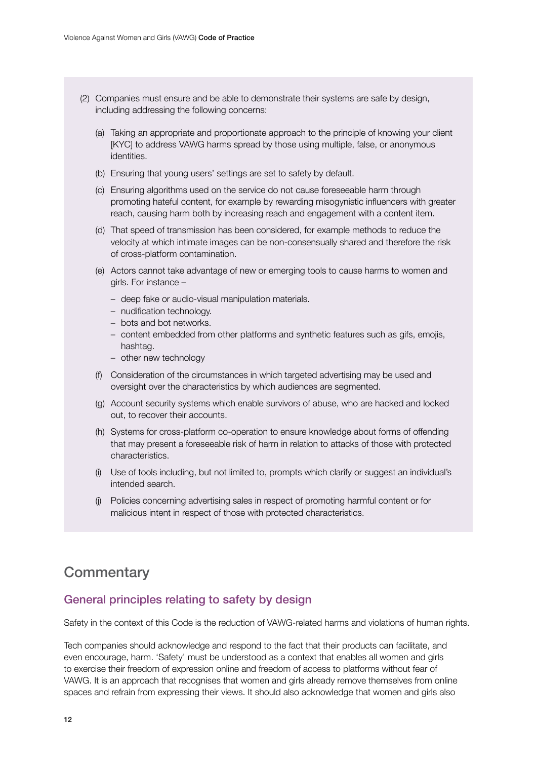(2) Companies must ensure and be able to demonstrate their systems are safe by design, including addressing the following concerns:

   (a) Taking an appropriate and proportionate approach to the principle of knowing your client [KYC] to address VAWG harms spread by those using multiple, false, or anonymous identities.

   (b) Ensuring that young users' settings are set to safety by default.

   (c) Ensuring algorithms used on the service do not cause foreseeable harm through promoting hateful content, for example by rewarding misogynistic influencers with greater reach, causing harm both by increasing reach and engagement with a content item.

   (d) That speed of transmission has been considered, for example methods to reduce the velocity at which intimate images can be non-consensually shared and therefore the risk of cross-platform contamination.

   (e) Actors cannot take advantage of new or emerging tools to cause harms to women and girls. For instance –

   - deep fake or audio-visual manipulation materials.
   - nudification technology.
   - bots and bot networks.
   - content embedded from other platforms and synthetic features such as gifs, emojis, hashtag.
   - other new technology

   (f) Consideration of the circumstances in which targeted advertising may be used and oversight over the characteristics by which audiences are segmented.

   (g) Account security systems which enable survivors of abuse, who are hacked and locked out, to recover their accounts.

   (h) Systems for cross-platform co-operation to ensure knowledge about forms of offending that may present a foreseeable risk of harm in relation to attacks of those with protected characteristics.

   (i) Use of tools including, but not limited to, prompts which clarify or suggest an individual's intended search.

   (j) Policies concerning advertising sales in respect of promoting harmful content or for malicious intent in respect of those with protected characteristics.

## Commentary

### General principles relating to safety by design

Safety in the context of this Code is the reduction of VAWG-related harms and violations of human rights.

Tech companies should acknowledge and respond to the fact that their products can facilitate, and even encourage, harm. 'Safety' must be understood as a context that enables all women and girls to exercise their freedom of expression online and freedom of access to platforms without fear of VAWG. It is an approach that recognises that women and girls already remove themselves from online spaces and refrain from expressing their views. It should also acknowledge that women and girls also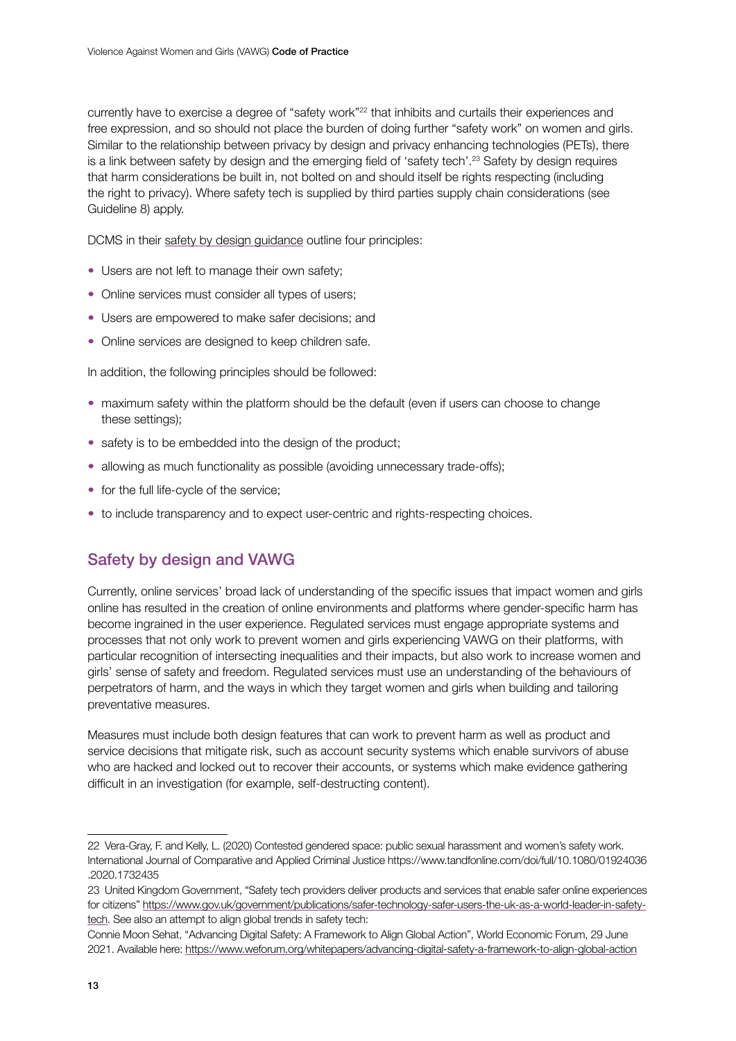currently have to exercise a degree of "safety work"[22] that inhibits and curtails their experiences and free expression, and so should not place the burden of doing further "safety work" on women and girls. Similar to the relationship between privacy by design and privacy enhancing technologies (PETs), there is a link between safety by design and the emerging field of 'safety tech'.[23] Safety by design requires that harm considerations be built in, not bolted on and should itself be rights respecting (including the right to privacy). Where safety tech is supplied by third parties supply chain considerations (see Guideline 8) apply.

DCMS in their safety by design guidance outline four principles:

- Users are not left to manage their own safety;
- Online services must consider all types of users;
- Users are empowered to make safer decisions; and
- Online services are designed to keep children safe.

In addition, the following principles should be followed:

- maximum safety within the platform should be the default (even if users can choose to change these settings);
- safety is to be embedded into the design of the product;
- allowing as much functionality as possible (avoiding unnecessary trade-offs);
- for the full life-cycle of the service;
- to include transparency and to expect user-centric and rights-respecting choices.

## Safety by design and VAWG

Currently, online services' broad lack of understanding of the specific issues that impact women and girls online has resulted in the creation of online environments and platforms where gender-specific harm has become ingrained in the user experience. Regulated services must engage appropriate systems and processes that not only work to prevent women and girls experiencing VAWG on their platforms, with particular recognition of intersecting inequalities and their impacts, but also work to increase women and girls' sense of safety and freedom. Regulated services must use an understanding of the behaviours of perpetrators of harm, and the ways in which they target women and girls when building and tailoring preventative measures.

Measures must include both design features that can work to prevent harm as well as product and service decisions that mitigate risk, such as account security systems which enable survivors of abuse who are hacked and locked out to recover their accounts, or systems which make evidence gathering difficult in an investigation (for example, self-destructing content).

---

22 Vera-Gray, F. and Kelly, L. (2020) Contested gendered space: public sexual harassment and women's safety work. International Journal of Comparative and Applied Criminal Justice https://www.tandfonline.com/doi/full/10.1080/01924036.2020.1732435

23 United Kingdom Government, "Safety tech providers deliver products and services that enable safer online experiences for citizens" https://www.gov.uk/government/publications/safer-technology-safer-users-the-uk-as-a-world-leader-in-safety-tech. See also an attempt to align global trends in safety tech:
Connie Moon Sehat, "Advancing Digital Safety: A Framework to Align Global Action", World Economic Forum, 29 June 2021. Available here: https://www.weforum.org/whitepapers/advancing-digital-safety-a-framework-to-align-global-action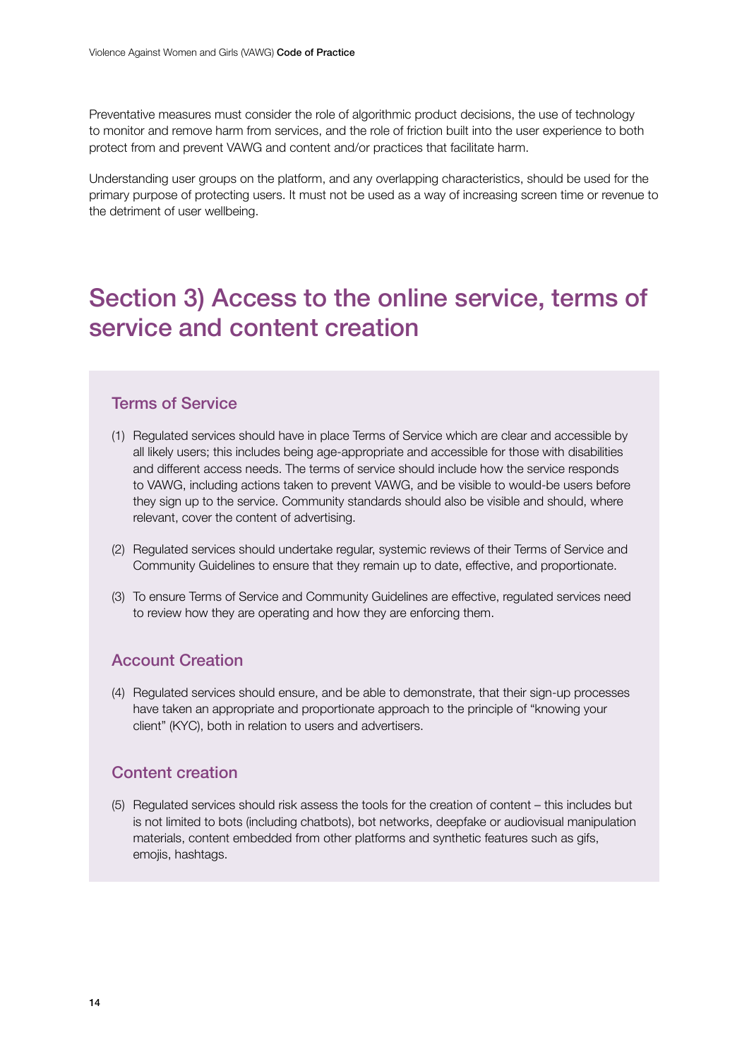Preventative measures must consider the role of algorithmic product decisions, the use of technology to monitor and remove harm from services, and the role of friction built into the user experience to both protect from and prevent VAWG and content and/or practices that facilitate harm.

Understanding user groups on the platform, and any overlapping characteristics, should be used for the primary purpose of protecting users. It must not be used as a way of increasing screen time or revenue to the detriment of user wellbeing.

# Section 3) Access to the online service, terms of service and content creation

### Terms of Service

(1) Regulated services should have in place Terms of Service which are clear and accessible by all likely users; this includes being age-appropriate and accessible for those with disabilities and different access needs. The terms of service should include how the service responds to VAWG, including actions taken to prevent VAWG, and be visible to would-be users before they sign up to the service. Community standards should also be visible and should, where relevant, cover the content of advertising.

(2) Regulated services should undertake regular, systemic reviews of their Terms of Service and Community Guidelines to ensure that they remain up to date, effective, and proportionate.

(3) To ensure Terms of Service and Community Guidelines are effective, regulated services need to review how they are operating and how they are enforcing them.

### Account Creation

(4) Regulated services should ensure, and be able to demonstrate, that their sign-up processes have taken an appropriate and proportionate approach to the principle of "knowing your client" (KYC), both in relation to users and advertisers.

### Content creation

(5) Regulated services should risk assess the tools for the creation of content – this includes but is not limited to bots (including chatbots), bot networks, deepfake or audiovisual manipulation materials, content embedded from other platforms and synthetic features such as gifs, emojis, hashtags.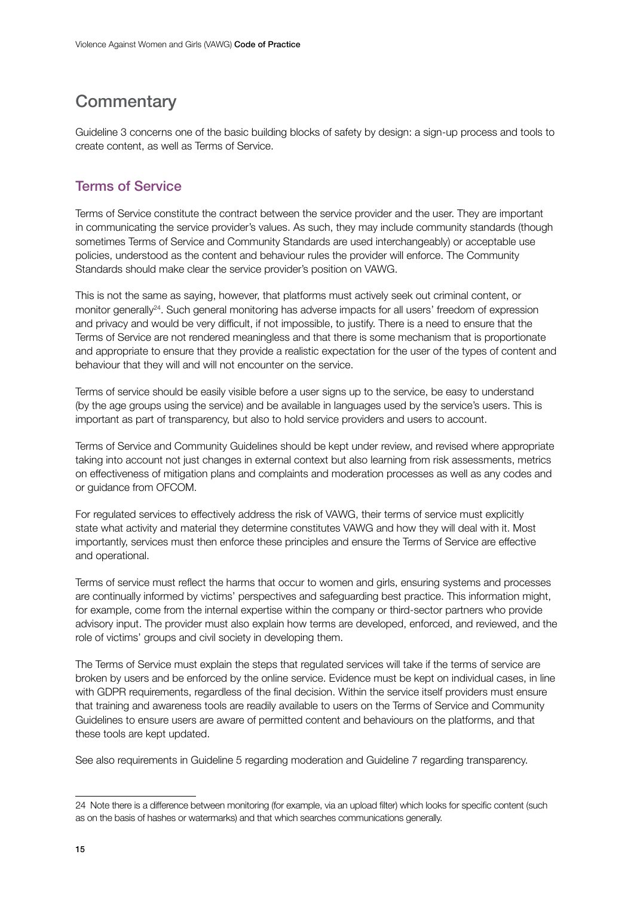## Commentary

Guideline 3 concerns one of the basic building blocks of safety by design: a sign-up process and tools to create content, as well as Terms of Service.

### Terms of Service

Terms of Service constitute the contract between the service provider and the user. They are important in communicating the service provider's values. As such, they may include community standards (though sometimes Terms of Service and Community Standards are used interchangeably) or acceptable use policies, understood as the content and behaviour rules the provider will enforce. The Community Standards should make clear the service provider's position on VAWG.

This is not the same as saying, however, that platforms must actively seek out criminal content, or monitor generally[24]. Such general monitoring has adverse impacts for all users' freedom of expression and privacy and would be very difficult, if not impossible, to justify. There is a need to ensure that the Terms of Service are not rendered meaningless and that there is some mechanism that is proportionate and appropriate to ensure that they provide a realistic expectation for the user of the types of content and behaviour that they will and will not encounter on the service.

Terms of service should be easily visible before a user signs up to the service, be easy to understand (by the age groups using the service) and be available in languages used by the service's users. This is important as part of transparency, but also to hold service providers and users to account.

Terms of Service and Community Guidelines should be kept under review, and revised where appropriate taking into account not just changes in external context but also learning from risk assessments, metrics on effectiveness of mitigation plans and complaints and moderation processes as well as any codes and or guidance from OFCOM.

For regulated services to effectively address the risk of VAWG, their terms of service must explicitly state what activity and material they determine constitutes VAWG and how they will deal with it. Most importantly, services must then enforce these principles and ensure the Terms of Service are effective and operational.

Terms of service must reflect the harms that occur to women and girls, ensuring systems and processes are continually informed by victims' perspectives and safeguarding best practice. This information might, for example, come from the internal expertise within the company or third-sector partners who provide advisory input. The provider must also explain how terms are developed, enforced, and reviewed, and the role of victims' groups and civil society in developing them.

The Terms of Service must explain the steps that regulated services will take if the terms of service are broken by users and be enforced by the online service. Evidence must be kept on individual cases, in line with GDPR requirements, regardless of the final decision. Within the service itself providers must ensure that training and awareness tools are readily available to users on the Terms of Service and Community Guidelines to ensure users are aware of permitted content and behaviours on the platforms, and that these tools are kept updated.

See also requirements in Guideline 5 regarding moderation and Guideline 7 regarding transparency.

---

24 Note there is a difference between monitoring (for example, via an upload filter) which looks for specific content (such as on the basis of hashes or watermarks) and that which searches communications generally.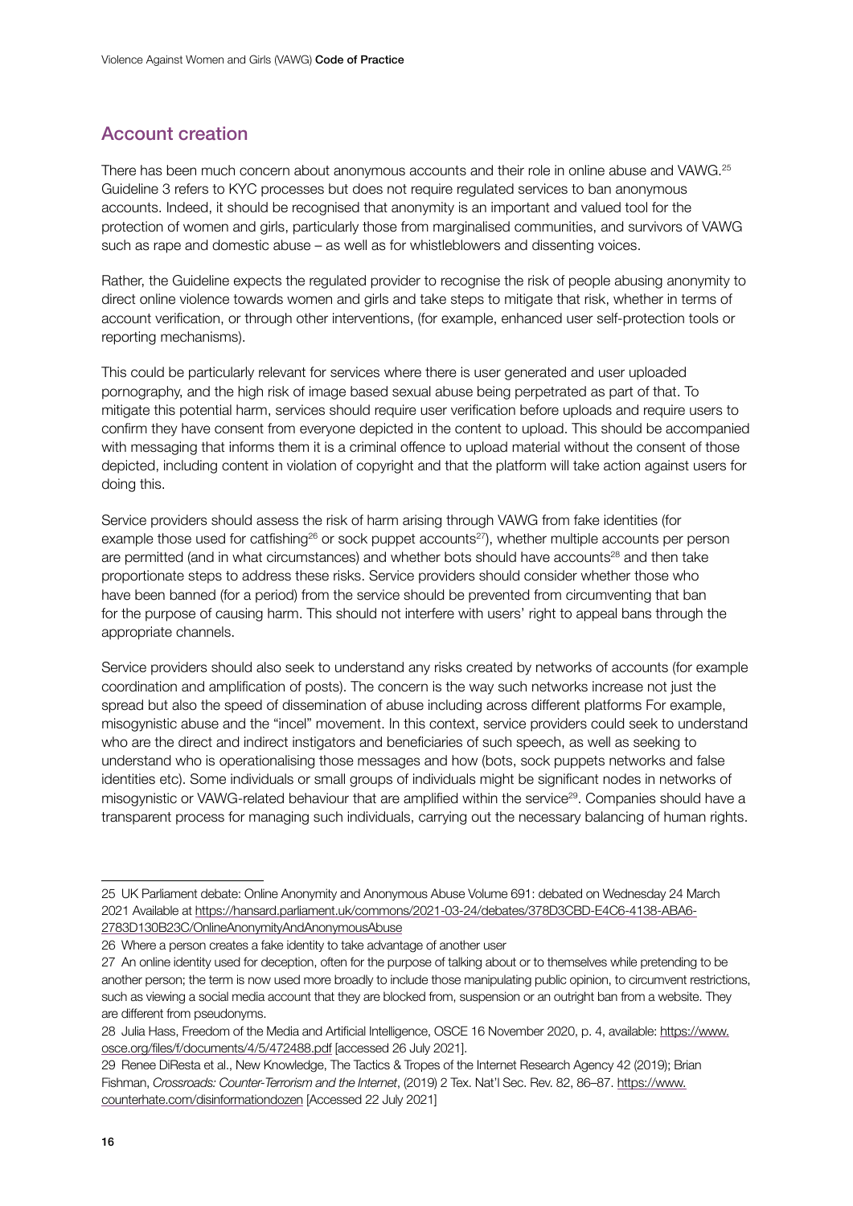## Account creation

There has been much concern about anonymous accounts and their role in online abuse and VAWG.[25] Guideline 3 refers to KYC processes but does not require regulated services to ban anonymous accounts. Indeed, it should be recognised that anonymity is an important and valued tool for the protection of women and girls, particularly those from marginalised communities, and survivors of VAWG such as rape and domestic abuse – as well as for whistleblowers and dissenting voices.

Rather, the Guideline expects the regulated provider to recognise the risk of people abusing anonymity to direct online violence towards women and girls and take steps to mitigate that risk, whether in terms of account verification, or through other interventions, (for example, enhanced user self-protection tools or reporting mechanisms).

This could be particularly relevant for services where there is user generated and user uploaded pornography, and the high risk of image based sexual abuse being perpetrated as part of that. To mitigate this potential harm, services should require user verification before uploads and require users to confirm they have consent from everyone depicted in the content to upload. This should be accompanied with messaging that informs them it is a criminal offence to upload material without the consent of those depicted, including content in violation of copyright and that the platform will take action against users for doing this.

Service providers should assess the risk of harm arising through VAWG from fake identities (for example those used for catfishing[26] or sock puppet accounts[27]), whether multiple accounts per person are permitted (and in what circumstances) and whether bots should have accounts[28] and then take proportionate steps to address these risks. Service providers should consider whether those who have been banned (for a period) from the service should be prevented from circumventing that ban for the purpose of causing harm. This should not interfere with users' right to appeal bans through the appropriate channels.

Service providers should also seek to understand any risks created by networks of accounts (for example coordination and amplification of posts). The concern is the way such networks increase not just the spread but also the speed of dissemination of abuse including across different platforms For example, misogynistic abuse and the "incel" movement. In this context, service providers could seek to understand who are the direct and indirect instigators and beneficiaries of such speech, as well as seeking to understand who is operationalising those messages and how (bots, sock puppets networks and false identities etc). Some individuals or small groups of individuals might be significant nodes in networks of misogynistic or VAWG-related behaviour that are amplified within the service[29]. Companies should have a transparent process for managing such individuals, carrying out the necessary balancing of human rights.

---

25 UK Parliament debate: Online Anonymity and Anonymous Abuse Volume 691: debated on Wednesday 24 March 2021 Available at https://hansard.parliament.uk/commons/2021-03-24/debates/378D3CBD-E4C6-4138-ABA6-2783D130B23C/OnlineAnonymityAndAnonymousAbuse

26 Where a person creates a fake identity to take advantage of another user

27 An online identity used for deception, often for the purpose of talking about or to themselves while pretending to be another person; the term is now used more broadly to include those manipulating public opinion, to circumvent restrictions, such as viewing a social media account that they are blocked from, suspension or an outright ban from a website. They are different from pseudonyms.

28 Julia Hass, Freedom of the Media and Artificial Intelligence, OSCE 16 November 2020, p. 4, available: https://www.osce.org/files/f/documents/4/5/472488.pdf [accessed 26 July 2021].

29 Renee DiResta et al., New Knowledge, The Tactics & Tropes of the Internet Research Agency 42 (2019); Brian Fishman, *Crossroads: Counter-Terrorism and the Internet*, (2019) 2 Tex. Nat'l Sec. Rev. 82, 86–87. https://www.counterhate.com/disinformationdozen [Accessed 22 July 2021]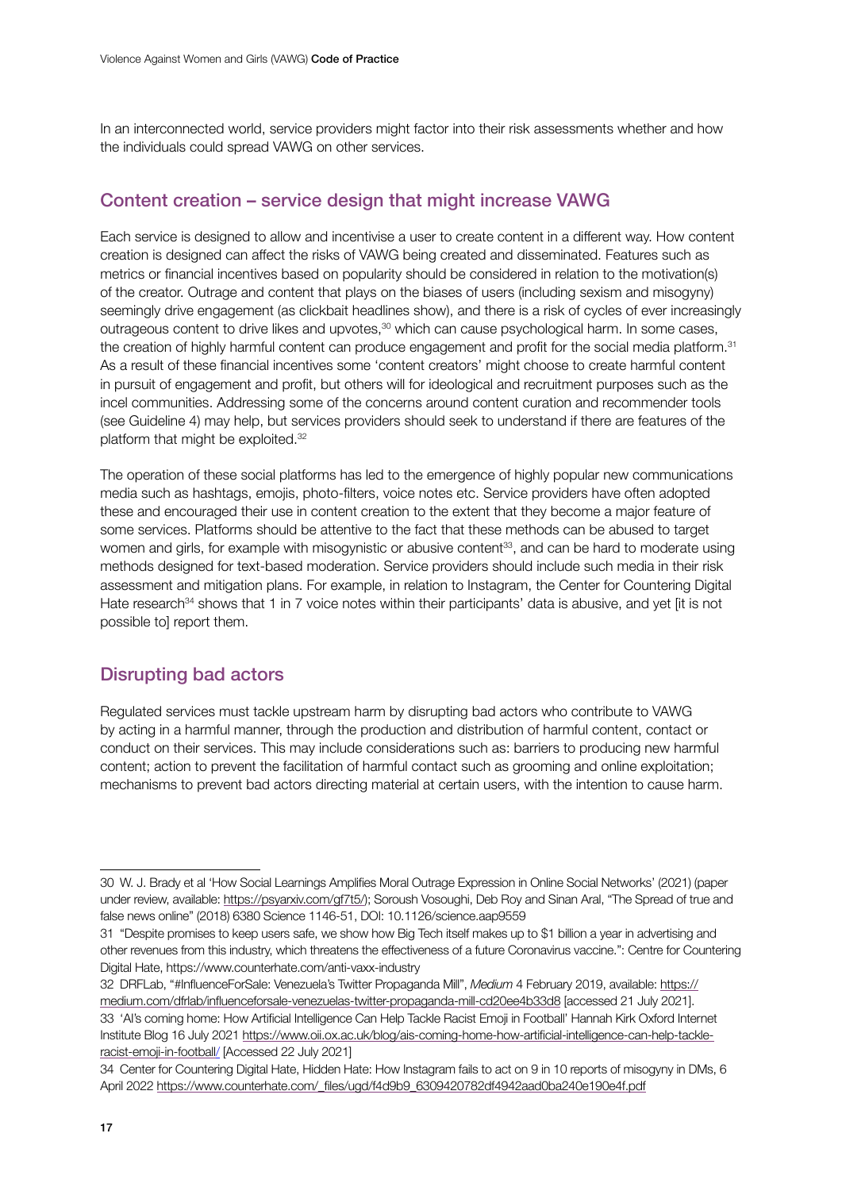In an interconnected world, service providers might factor into their risk assessments whether and how the individuals could spread VAWG on other services.

## Content creation – service design that might increase VAWG

Each service is designed to allow and incentivise a user to create content in a different way. How content creation is designed can affect the risks of VAWG being created and disseminated. Features such as metrics or financial incentives based on popularity should be considered in relation to the motivation(s) of the creator. Outrage and content that plays on the biases of users (including sexism and misogyny) seemingly drive engagement (as clickbait headlines show), and there is a risk of cycles of ever increasingly outrageous content to drive likes and upvotes,[30] which can cause psychological harm. In some cases, the creation of highly harmful content can produce engagement and profit for the social media platform.[31] As a result of these financial incentives some 'content creators' might choose to create harmful content in pursuit of engagement and profit, but others will for ideological and recruitment purposes such as the incel communities. Addressing some of the concerns around content curation and recommender tools (see Guideline 4) may help, but services providers should seek to understand if there are features of the platform that might be exploited.[32]

The operation of these social platforms has led to the emergence of highly popular new communications media such as hashtags, emojis, photo-filters, voice notes etc. Service providers have often adopted these and encouraged their use in content creation to the extent that they become a major feature of some services. Platforms should be attentive to the fact that these methods can be abused to target women and girls, for example with misogynistic or abusive content[33], and can be hard to moderate using methods designed for text-based moderation. Service providers should include such media in their risk assessment and mitigation plans. For example, in relation to Instagram, the Center for Countering Digital Hate research[34] shows that 1 in 7 voice notes within their participants' data is abusive, and yet [it is not possible to] report them.

## Disrupting bad actors

Regulated services must tackle upstream harm by disrupting bad actors who contribute to VAWG by acting in a harmful manner, through the production and distribution of harmful content, contact or conduct on their services. This may include considerations such as: barriers to producing new harmful content; action to prevent the facilitation of harmful contact such as grooming and online exploitation; mechanisms to prevent bad actors directing material at certain users, with the intention to cause harm.

---

30 W. J. Brady et al 'How Social Learnings Amplifies Moral Outrage Expression in Online Social Networks' (2021) (paper under review, available: https://psyarxiv.com/gf7t5/); Soroush Vosoughi, Deb Roy and Sinan Aral, "The Spread of true and false news online" (2018) 6380 Science 1146-51, DOI: 10.1126/science.aap9559

31 "Despite promises to keep users safe, we show how Big Tech itself makes up to $1 billion a year in advertising and other revenues from this industry, which threatens the effectiveness of a future Coronavirus vaccine.": Centre for Countering Digital Hate, https://www.counterhate.com/anti-vaxx-industry

32 DRFLab, "#InfluenceForSale: Venezuela's Twitter Propaganda Mill", *Medium* 4 February 2019, available: https://medium.com/dfrlab/influenceforsale-venezuelas-twitter-propaganda-mill-cd20ee4b33d8 [accessed 21 July 2021].

33 'AI's coming home: How Artificial Intelligence Can Help Tackle Racist Emoji in Football' Hannah Kirk Oxford Internet Institute Blog 16 July 2021 https://www.oii.ox.ac.uk/blog/ais-coming-home-how-artificial-intelligence-can-help-tackle-racist-emoji-in-football/ [Accessed 22 July 2021]

34 Center for Countering Digital Hate, Hidden Hate: How Instagram fails to act on 9 in 10 reports of misogyny in DMs, 6 April 2022 https://www.counterhate.com/_files/ugd/f4d9b9_6309420782df4942aad0ba240e190e4f.pdf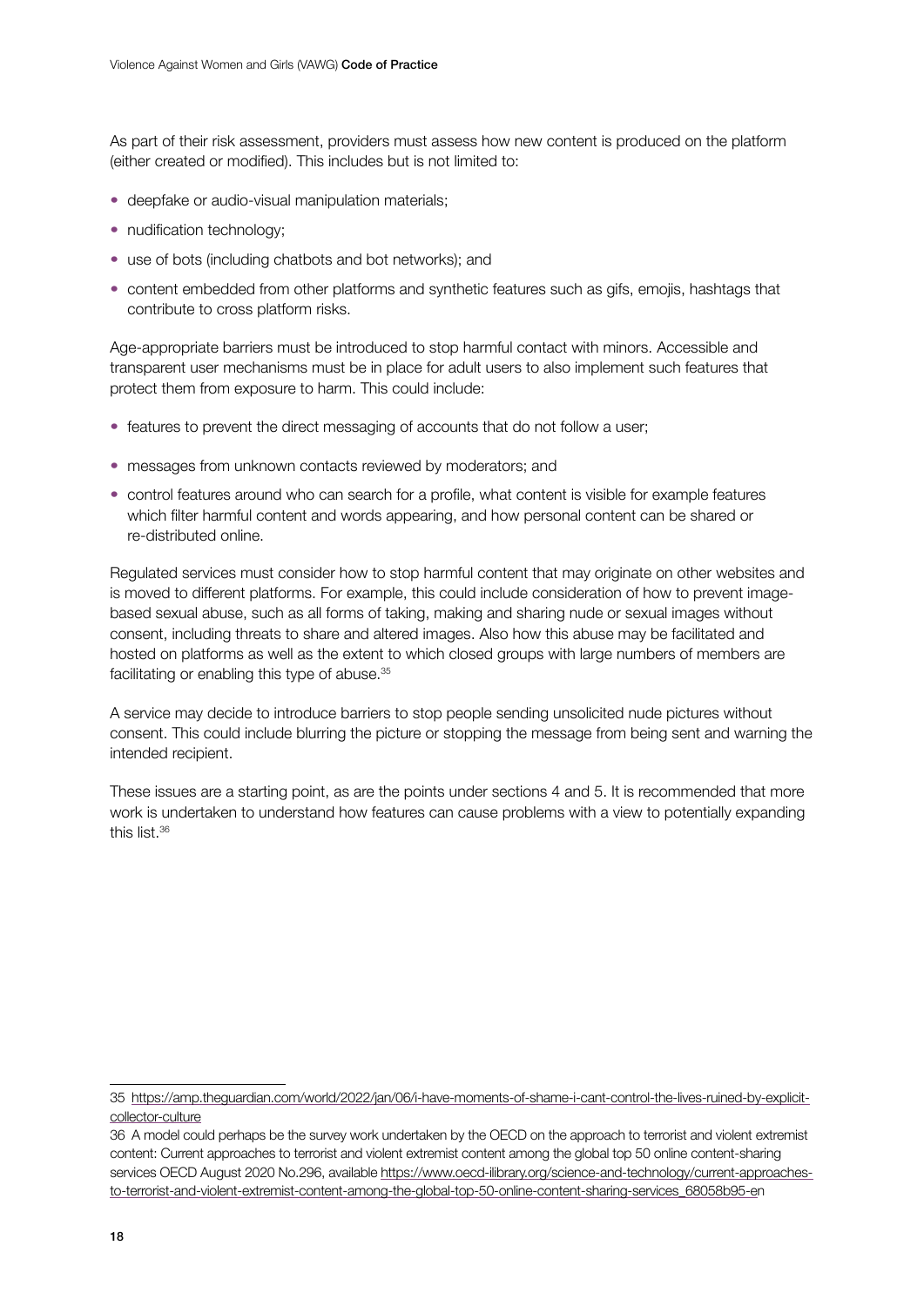As part of their risk assessment, providers must assess how new content is produced on the platform (either created or modified). This includes but is not limited to:

- deepfake or audio-visual manipulation materials;
- nudification technology;
- use of bots (including chatbots and bot networks); and
- content embedded from other platforms and synthetic features such as gifs, emojis, hashtags that contribute to cross platform risks.

Age-appropriate barriers must be introduced to stop harmful contact with minors. Accessible and transparent user mechanisms must be in place for adult users to also implement such features that protect them from exposure to harm. This could include:

- features to prevent the direct messaging of accounts that do not follow a user;
- messages from unknown contacts reviewed by moderators; and
- control features around who can search for a profile, what content is visible for example features which filter harmful content and words appearing, and how personal content can be shared or re-distributed online.

Regulated services must consider how to stop harmful content that may originate on other websites and is moved to different platforms. For example, this could include consideration of how to prevent image-based sexual abuse, such as all forms of taking, making and sharing nude or sexual images without consent, including threats to share and altered images. Also how this abuse may be facilitated and hosted on platforms as well as the extent to which closed groups with large numbers of members are facilitating or enabling this type of abuse.[35]

A service may decide to introduce barriers to stop people sending unsolicited nude pictures without consent. This could include blurring the picture or stopping the message from being sent and warning the intended recipient.

These issues are a starting point, as are the points under sections 4 and 5. It is recommended that more work is undertaken to understand how features can cause problems with a view to potentially expanding this list.[36]

---

35 https://amp.theguardian.com/world/2022/jan/06/i-have-moments-of-shame-i-cant-control-the-lives-ruined-by-explicit-collector-culture

36 A model could perhaps be the survey work undertaken by the OECD on the approach to terrorist and violent extremist content: Current approaches to terrorist and violent extremist content among the global top 50 online content-sharing services OECD August 2020 No.296, available https://www.oecd-ilibrary.org/science-and-technology/current-approaches-to-terrorist-and-violent-extremist-content-among-the-global-top-50-online-content-sharing-services_68058b95-en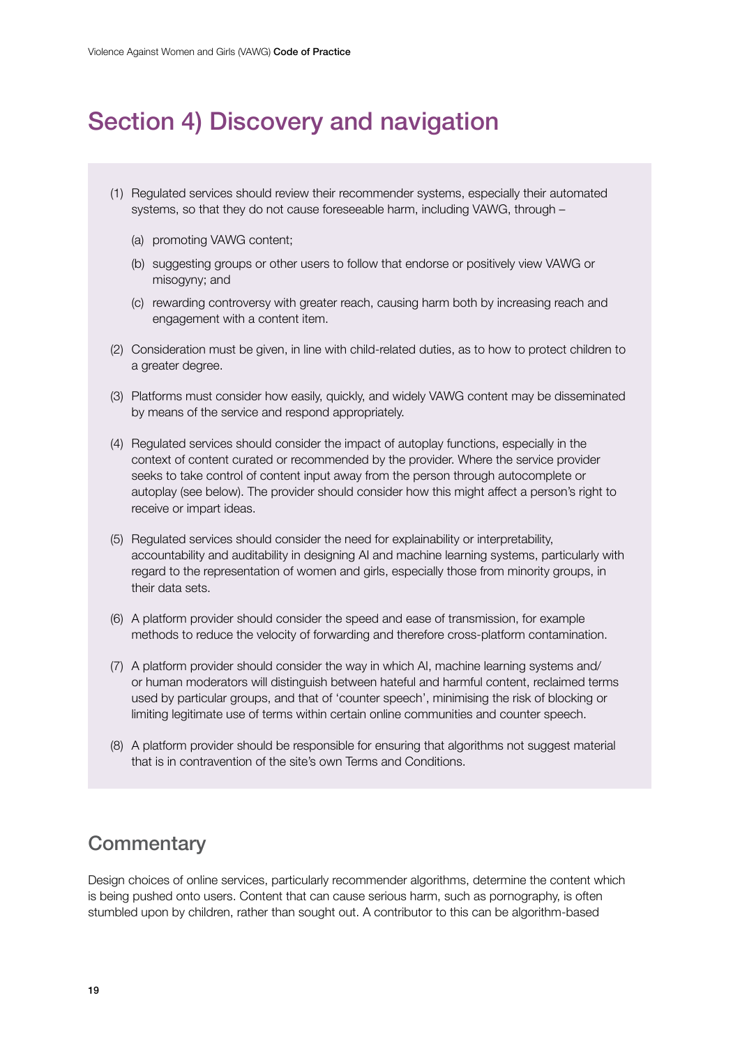# Section 4) Discovery and navigation

(1) Regulated services should review their recommender systems, especially their automated systems, so that they do not cause foreseeable harm, including VAWG, through –

(a) promoting VAWG content;

(b) suggesting groups or other users to follow that endorse or positively view VAWG or misogyny; and

(c) rewarding controversy with greater reach, causing harm both by increasing reach and engagement with a content item.

(2) Consideration must be given, in line with child-related duties, as to how to protect children to a greater degree.

(3) Platforms must consider how easily, quickly, and widely VAWG content may be disseminated by means of the service and respond appropriately.

(4) Regulated services should consider the impact of autoplay functions, especially in the context of content curated or recommended by the provider. Where the service provider seeks to take control of content input away from the person through autocomplete or autoplay (see below). The provider should consider how this might affect a person's right to receive or impart ideas.

(5) Regulated services should consider the need for explainability or interpretability, accountability and auditability in designing AI and machine learning systems, particularly with regard to the representation of women and girls, especially those from minority groups, in their data sets.

(6) A platform provider should consider the speed and ease of transmission, for example methods to reduce the velocity of forwarding and therefore cross-platform contamination.

(7) A platform provider should consider the way in which AI, machine learning systems and/or human moderators will distinguish between hateful and harmful content, reclaimed terms used by particular groups, and that of 'counter speech', minimising the risk of blocking or limiting legitimate use of terms within certain online communities and counter speech.

(8) A platform provider should be responsible for ensuring that algorithms not suggest material that is in contravention of the site's own Terms and Conditions.

## Commentary

Design choices of online services, particularly recommender algorithms, determine the content which is being pushed onto users. Content that can cause serious harm, such as pornography, is often stumbled upon by children, rather than sought out. A contributor to this can be algorithm-based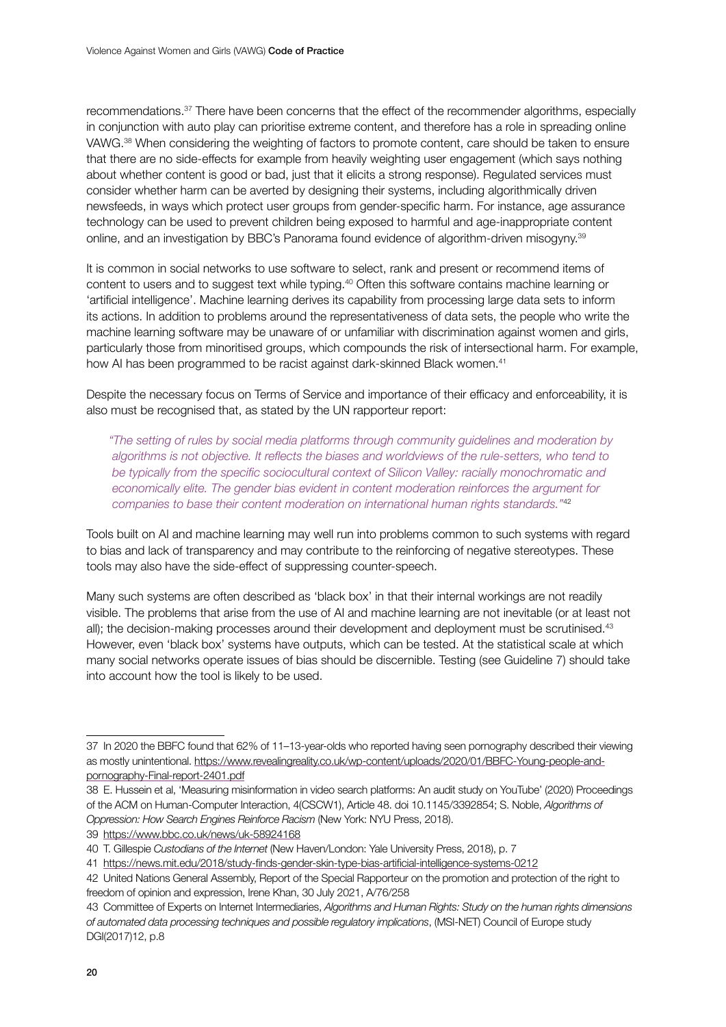recommendations.[37] There have been concerns that the effect of the recommender algorithms, especially in conjunction with auto play can prioritise extreme content, and therefore has a role in spreading online VAWG.[38] When considering the weighting of factors to promote content, care should be taken to ensure that there are no side-effects for example from heavily weighting user engagement (which says nothing about whether content is good or bad, just that it elicits a strong response). Regulated services must consider whether harm can be averted by designing their systems, including algorithmically driven newsfeeds, in ways which protect user groups from gender-specific harm. For instance, age assurance technology can be used to prevent children being exposed to harmful and age-inappropriate content online, and an investigation by BBC's Panorama found evidence of algorithm-driven misogyny.[39]

It is common in social networks to use software to select, rank and present or recommend items of content to users and to suggest text while typing.[40] Often this software contains machine learning or 'artificial intelligence'. Machine learning derives its capability from processing large data sets to inform its actions. In addition to problems around the representativeness of data sets, the people who write the machine learning software may be unaware of or unfamiliar with discrimination against women and girls, particularly those from minoritised groups, which compounds the risk of intersectional harm. For example, how AI has been programmed to be racist against dark-skinned Black women.[41]

Despite the necessary focus on Terms of Service and importance of their efficacy and enforceability, it is also must be recognised that, as stated by the UN rapporteur report:

> *"The setting of rules by social media platforms through community guidelines and moderation by algorithms is not objective. It reflects the biases and worldviews of the rule-setters, who tend to be typically from the specific sociocultural context of Silicon Valley: racially monochromatic and economically elite. The gender bias evident in content moderation reinforces the argument for companies to base their content moderation on international human rights standards."*[42]

Tools built on AI and machine learning may well run into problems common to such systems with regard to bias and lack of transparency and may contribute to the reinforcing of negative stereotypes. These tools may also have the side-effect of suppressing counter-speech.

Many such systems are often described as 'black box' in that their internal workings are not readily visible. The problems that arise from the use of AI and machine learning are not inevitable (or at least not all); the decision-making processes around their development and deployment must be scrutinised.[43] However, even 'black box' systems have outputs, which can be tested. At the statistical scale at which many social networks operate issues of bias should be discernible. Testing (see Guideline 7) should take into account how the tool is likely to be used.

---

37 In 2020 the BBFC found that 62% of 11–13-year-olds who reported having seen pornography described their viewing as mostly unintentional. https://www.revealingreality.co.uk/wp-content/uploads/2020/01/BBFC-Young-people-and-pornography-Final-report-2401.pdf

38 E. Hussein et al, 'Measuring misinformation in video search platforms: An audit study on YouTube' (2020) Proceedings of the ACM on Human-Computer Interaction, 4(CSCW1), Article 48. doi 10.1145/3392854; S. Noble, *Algorithms of Oppression: How Search Engines Reinforce Racism* (New York: NYU Press, 2018).

39 https://www.bbc.co.uk/news/uk-58924168

40 T. Gillespie *Custodians of the Internet* (New Haven/London: Yale University Press, 2018), p. 7

41 https://news.mit.edu/2018/study-finds-gender-skin-type-bias-artificial-intelligence-systems-0212

42 United Nations General Assembly, Report of the Special Rapporteur on the promotion and protection of the right to freedom of opinion and expression, Irene Khan, 30 July 2021, A/76/258

43 Committee of Experts on Internet Intermediaries, *Algorithms and Human Rights: Study on the human rights dimensions of automated data processing techniques and possible regulatory implications*, (MSI-NET) Council of Europe study DGI(2017)12, p.8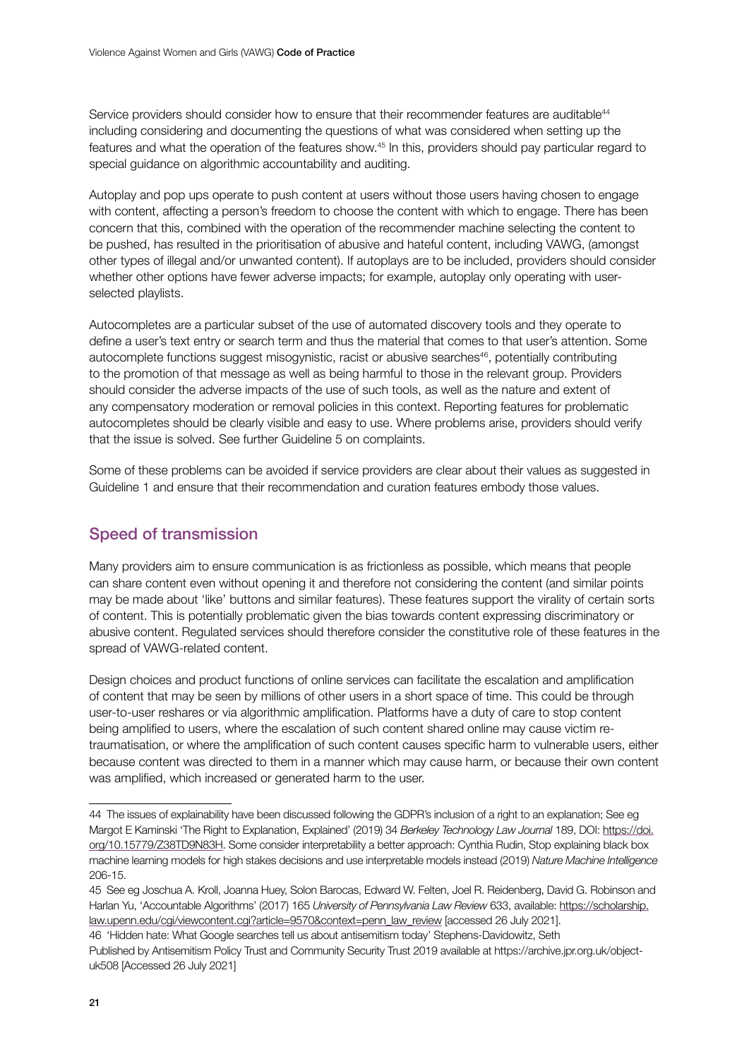Service providers should consider how to ensure that their recommender features are auditable[44] including considering and documenting the questions of what was considered when setting up the features and what the operation of the features show.[45] In this, providers should pay particular regard to special guidance on algorithmic accountability and auditing.

Autoplay and pop ups operate to push content at users without those users having chosen to engage with content, affecting a person's freedom to choose the content with which to engage. There has been concern that this, combined with the operation of the recommender machine selecting the content to be pushed, has resulted in the prioritisation of abusive and hateful content, including VAWG, (amongst other types of illegal and/or unwanted content). If autoplays are to be included, providers should consider whether other options have fewer adverse impacts; for example, autoplay only operating with user-selected playlists.

Autocompletes are a particular subset of the use of automated discovery tools and they operate to define a user's text entry or search term and thus the material that comes to that user's attention. Some autocomplete functions suggest misogynistic, racist or abusive searches[46], potentially contributing to the promotion of that message as well as being harmful to those in the relevant group. Providers should consider the adverse impacts of the use of such tools, as well as the nature and extent of any compensatory moderation or removal policies in this context. Reporting features for problematic autocompletes should be clearly visible and easy to use. Where problems arise, providers should verify that the issue is solved. See further Guideline 5 on complaints.

Some of these problems can be avoided if service providers are clear about their values as suggested in Guideline 1 and ensure that their recommendation and curation features embody those values.

## Speed of transmission

Many providers aim to ensure communication is as frictionless as possible, which means that people can share content even without opening it and therefore not considering the content (and similar points may be made about 'like' buttons and similar features). These features support the virality of certain sorts of content. This is potentially problematic given the bias towards content expressing discriminatory or abusive content. Regulated services should therefore consider the constitutive role of these features in the spread of VAWG-related content.

Design choices and product functions of online services can facilitate the escalation and amplification of content that may be seen by millions of other users in a short space of time. This could be through user-to-user reshares or via algorithmic amplification. Platforms have a duty of care to stop content being amplified to users, where the escalation of such content shared online may cause victim re-traumatisation, or where the amplification of such content causes specific harm to vulnerable users, either because content was directed to them in a manner which may cause harm, or because their own content was amplified, which increased or generated harm to the user.

---

44 The issues of explainability have been discussed following the GDPR's inclusion of a right to an explanation; See eg Margot E Kaminski 'The Right to Explanation, Explained' (2019) 34 *Berkeley Technology Law Journal* 189, DOI: https://doi.org/10.15779/Z38TD9N83H. Some consider interpretability a better approach: Cynthia Rudin, Stop explaining black box machine learning models for high stakes decisions and use interpretable models instead (2019) *Nature Machine Intelligence* 206-15.

45 See eg Joschua A. Kroll, Joanna Huey, Solon Barocas, Edward W. Felten, Joel R. Reidenberg, David G. Robinson and Harlan Yu, 'Accountable Algorithms' (2017) 165 *University of Pennsylvania Law Review* 633, available: https://scholarship.law.upenn.edu/cgi/viewcontent.cgi?article=9570&context=penn_law_review [accessed 26 July 2021].

46 'Hidden hate: What Google searches tell us about antisemitism today' Stephens-Davidowitz, Seth Published by Antisemitism Policy Trust and Community Security Trust 2019 available at https://archive.jpr.org.uk/object-uk508 [Accessed 26 July 2021]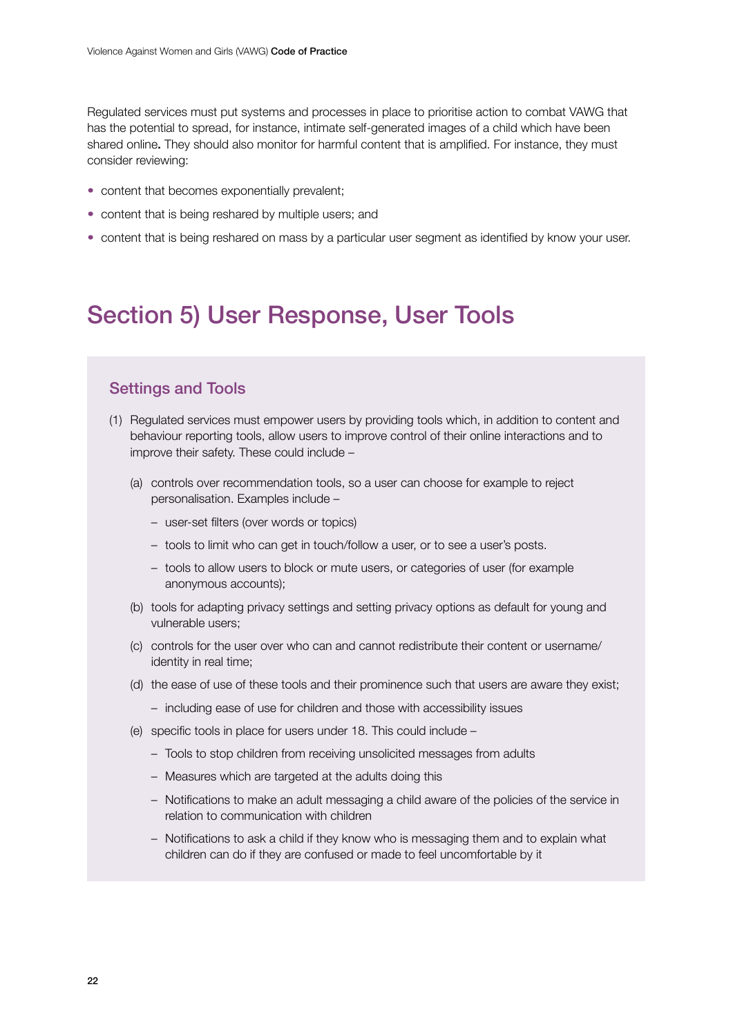Regulated services must put systems and processes in place to prioritise action to combat VAWG that has the potential to spread, for instance, intimate self-generated images of a child which have been shared online**.** They should also monitor for harmful content that is amplified. For instance, they must consider reviewing:

- content that becomes exponentially prevalent;
- content that is being reshared by multiple users; and
- content that is being reshared on mass by a particular user segment as identified by know your user.

# Section 5) User Response, User Tools

## Settings and Tools

(1) Regulated services must empower users by providing tools which, in addition to content and behaviour reporting tools, allow users to improve control of their online interactions and to improve their safety. These could include –

(a) controls over recommendation tools, so a user can choose for example to reject personalisation. Examples include –

- user-set filters (over words or topics)
- tools to limit who can get in touch/follow a user, or to see a user's posts.
- tools to allow users to block or mute users, or categories of user (for example anonymous accounts);

(b) tools for adapting privacy settings and setting privacy options as default for young and vulnerable users;

(c) controls for the user over who can and cannot redistribute their content or username/identity in real time;

(d) the ease of use of these tools and their prominence such that users are aware they exist;

- including ease of use for children and those with accessibility issues

(e) specific tools in place for users under 18. This could include –

- Tools to stop children from receiving unsolicited messages from adults
- Measures which are targeted at the adults doing this
- Notifications to make an adult messaging a child aware of the policies of the service in relation to communication with children
- Notifications to ask a child if they know who is messaging them and to explain what children can do if they are confused or made to feel uncomfortable by it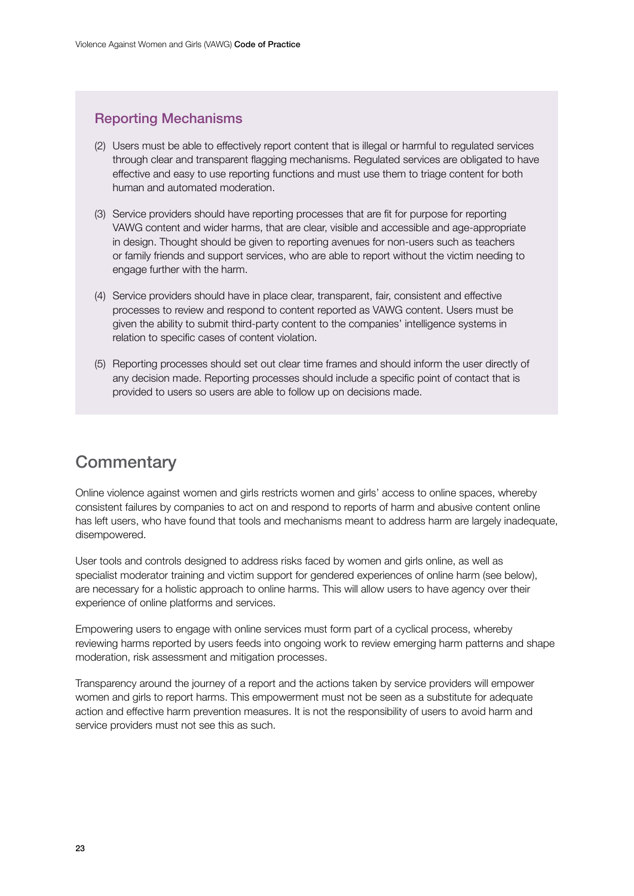## Reporting Mechanisms

(2) Users must be able to effectively report content that is illegal or harmful to regulated services through clear and transparent flagging mechanisms. Regulated services are obligated to have effective and easy to use reporting functions and must use them to triage content for both human and automated moderation.

(3) Service providers should have reporting processes that are fit for purpose for reporting VAWG content and wider harms, that are clear, visible and accessible and age-appropriate in design. Thought should be given to reporting avenues for non-users such as teachers or family friends and support services, who are able to report without the victim needing to engage further with the harm.

(4) Service providers should have in place clear, transparent, fair, consistent and effective processes to review and respond to content reported as VAWG content. Users must be given the ability to submit third-party content to the companies' intelligence systems in relation to specific cases of content violation.

(5) Reporting processes should set out clear time frames and should inform the user directly of any decision made. Reporting processes should include a specific point of contact that is provided to users so users are able to follow up on decisions made.

# Commentary

Online violence against women and girls restricts women and girls' access to online spaces, whereby consistent failures by companies to act on and respond to reports of harm and abusive content online has left users, who have found that tools and mechanisms meant to address harm are largely inadequate, disempowered.

User tools and controls designed to address risks faced by women and girls online, as well as specialist moderator training and victim support for gendered experiences of online harm (see below), are necessary for a holistic approach to online harms. This will allow users to have agency over their experience of online platforms and services.

Empowering users to engage with online services must form part of a cyclical process, whereby reviewing harms reported by users feeds into ongoing work to review emerging harm patterns and shape moderation, risk assessment and mitigation processes.

Transparency around the journey of a report and the actions taken by service providers will empower women and girls to report harms. This empowerment must not be seen as a substitute for adequate action and effective harm prevention measures. It is not the responsibility of users to avoid harm and service providers must not see this as such.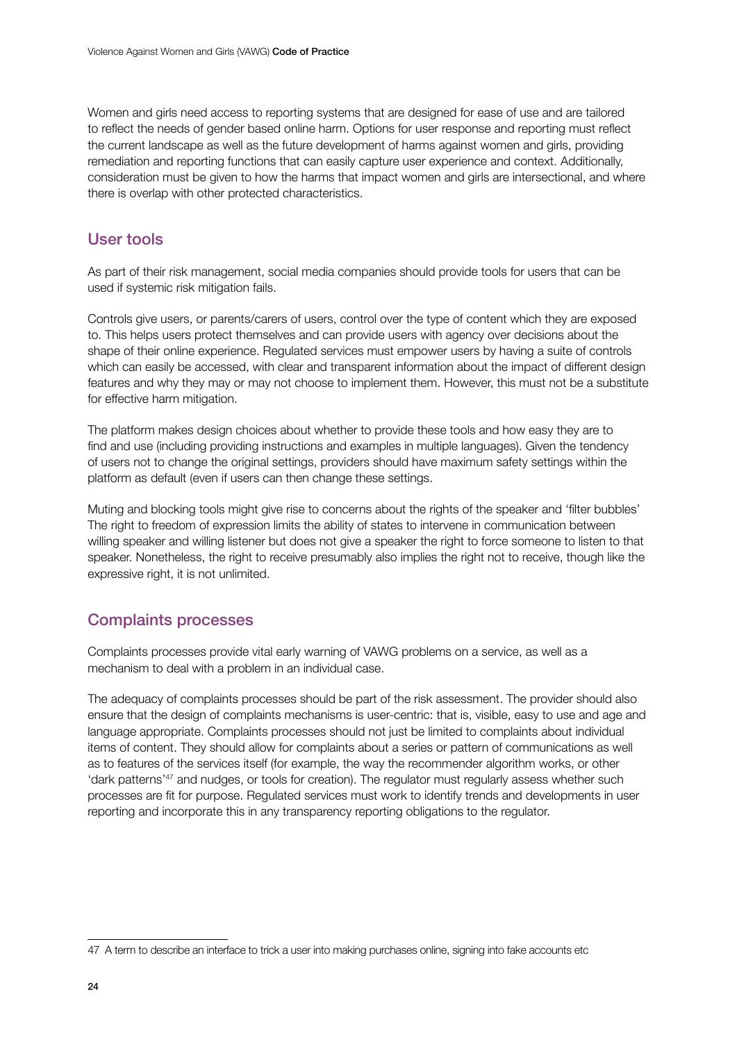Women and girls need access to reporting systems that are designed for ease of use and are tailored to reflect the needs of gender based online harm. Options for user response and reporting must reflect the current landscape as well as the future development of harms against women and girls, providing remediation and reporting functions that can easily capture user experience and context. Additionally, consideration must be given to how the harms that impact women and girls are intersectional, and where there is overlap with other protected characteristics.

## User tools

As part of their risk management, social media companies should provide tools for users that can be used if systemic risk mitigation fails.

Controls give users, or parents/carers of users, control over the type of content which they are exposed to. This helps users protect themselves and can provide users with agency over decisions about the shape of their online experience. Regulated services must empower users by having a suite of controls which can easily be accessed, with clear and transparent information about the impact of different design features and why they may or may not choose to implement them. However, this must not be a substitute for effective harm mitigation.

The platform makes design choices about whether to provide these tools and how easy they are to find and use (including providing instructions and examples in multiple languages). Given the tendency of users not to change the original settings, providers should have maximum safety settings within the platform as default (even if users can then change these settings.

Muting and blocking tools might give rise to concerns about the rights of the speaker and 'filter bubbles' The right to freedom of expression limits the ability of states to intervene in communication between willing speaker and willing listener but does not give a speaker the right to force someone to listen to that speaker. Nonetheless, the right to receive presumably also implies the right not to receive, though like the expressive right, it is not unlimited.

## Complaints processes

Complaints processes provide vital early warning of VAWG problems on a service, as well as a mechanism to deal with a problem in an individual case.

The adequacy of complaints processes should be part of the risk assessment. The provider should also ensure that the design of complaints mechanisms is user-centric: that is, visible, easy to use and age and language appropriate. Complaints processes should not just be limited to complaints about individual items of content. They should allow for complaints about a series or pattern of communications as well as to features of the services itself (for example, the way the recommender algorithm works, or other 'dark patterns'[47] and nudges, or tools for creation). The regulator must regularly assess whether such processes are fit for purpose. Regulated services must work to identify trends and developments in user reporting and incorporate this in any transparency reporting obligations to the regulator.

---

47 A term to describe an interface to trick a user into making purchases online, signing into fake accounts etc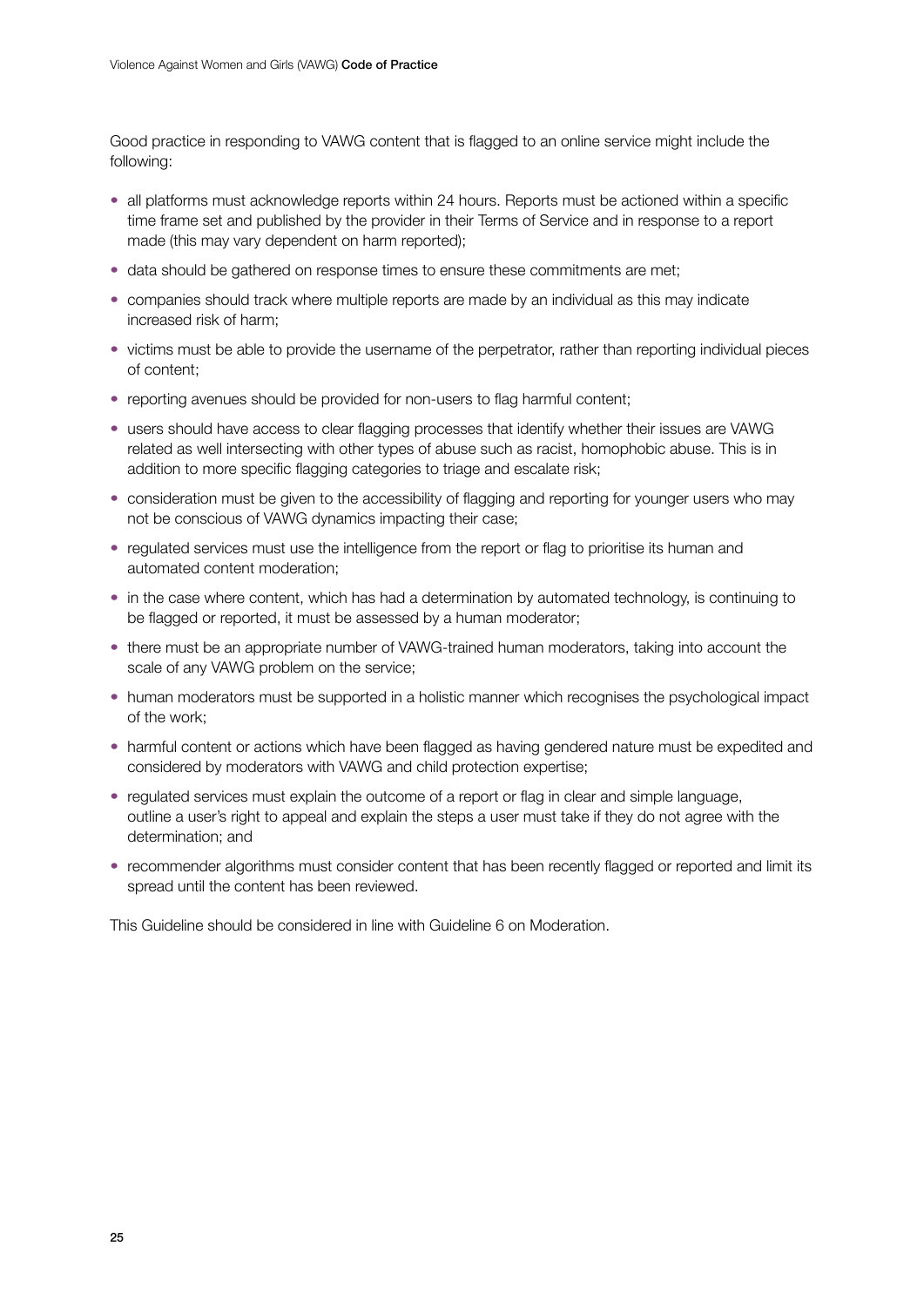Good practice in responding to VAWG content that is flagged to an online service might include the following:

- all platforms must acknowledge reports within 24 hours. Reports must be actioned within a specific time frame set and published by the provider in their Terms of Service and in response to a report made (this may vary dependent on harm reported);
- data should be gathered on response times to ensure these commitments are met;
- companies should track where multiple reports are made by an individual as this may indicate increased risk of harm;
- victims must be able to provide the username of the perpetrator, rather than reporting individual pieces of content;
- reporting avenues should be provided for non-users to flag harmful content;
- users should have access to clear flagging processes that identify whether their issues are VAWG related as well intersecting with other types of abuse such as racist, homophobic abuse. This is in addition to more specific flagging categories to triage and escalate risk;
- consideration must be given to the accessibility of flagging and reporting for younger users who may not be conscious of VAWG dynamics impacting their case;
- regulated services must use the intelligence from the report or flag to prioritise its human and automated content moderation;
- in the case where content, which has had a determination by automated technology, is continuing to be flagged or reported, it must be assessed by a human moderator;
- there must be an appropriate number of VAWG-trained human moderators, taking into account the scale of any VAWG problem on the service;
- human moderators must be supported in a holistic manner which recognises the psychological impact of the work;
- harmful content or actions which have been flagged as having gendered nature must be expedited and considered by moderators with VAWG and child protection expertise;
- regulated services must explain the outcome of a report or flag in clear and simple language, outline a user's right to appeal and explain the steps a user must take if they do not agree with the determination; and
- recommender algorithms must consider content that has been recently flagged or reported and limit its spread until the content has been reviewed.

This Guideline should be considered in line with Guideline 6 on Moderation.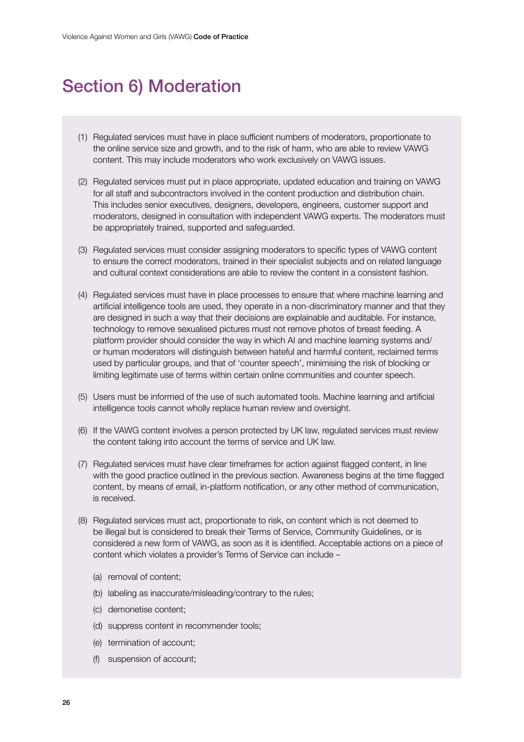## Section 6) Moderation

(1) Regulated services must have in place sufficient numbers of moderators, proportionate to the online service size and growth, and to the risk of harm, who are able to review VAWG content. This may include moderators who work exclusively on VAWG issues.

(2) Regulated services must put in place appropriate, updated education and training on VAWG for all staff and subcontractors involved in the content production and distribution chain. This includes senior executives, designers, developers, engineers, customer support and moderators, designed in consultation with independent VAWG experts. The moderators must be appropriately trained, supported and safeguarded.

(3) Regulated services must consider assigning moderators to specific types of VAWG content to ensure the correct moderators, trained in their specialist subjects and on related language and cultural context considerations are able to review the content in a consistent fashion.

(4) Regulated services must have in place processes to ensure that where machine learning and artificial intelligence tools are used, they operate in a non-discriminatory manner and that they are designed in such a way that their decisions are explainable and auditable. For instance, technology to remove sexualised pictures must not remove photos of breast feeding. A platform provider should consider the way in which AI and machine learning systems and/or human moderators will distinguish between hateful and harmful content, reclaimed terms used by particular groups, and that of 'counter speech', minimising the risk of blocking or limiting legitimate use of terms within certain online communities and counter speech.

(5) Users must be informed of the use of such automated tools. Machine learning and artificial intelligence tools cannot wholly replace human review and oversight.

(6) If the VAWG content involves a person protected by UK law, regulated services must review the content taking into account the terms of service and UK law.

(7) Regulated services must have clear timeframes for action against flagged content, in line with the good practice outlined in the previous section. Awareness begins at the time flagged content, by means of email, in-platform notification, or any other method of communication, is received.

(8) Regulated services must act, proportionate to risk, on content which is not deemed to be illegal but is considered to break their Terms of Service, Community Guidelines, or is considered a new form of VAWG, as soon as it is identified. Acceptable actions on a piece of content which violates a provider's Terms of Service can include –

(a) removal of content;

(b) labeling as inaccurate/misleading/contrary to the rules;

(c) demonetise content;

(d) suppress content in recommender tools;

(e) termination of account;

(f) suspension of account;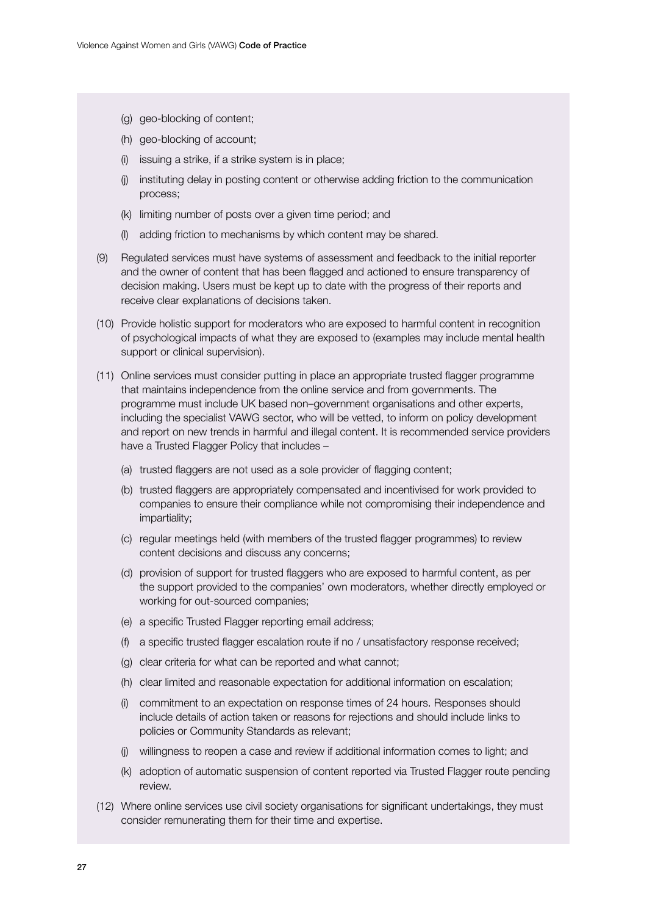(g) geo-blocking of content;

(h) geo-blocking of account;

(i) issuing a strike, if a strike system is in place;

(j) instituting delay in posting content or otherwise adding friction to the communication process;

(k) limiting number of posts over a given time period; and

(l) adding friction to mechanisms by which content may be shared.

(9) Regulated services must have systems of assessment and feedback to the initial reporter and the owner of content that has been flagged and actioned to ensure transparency of decision making. Users must be kept up to date with the progress of their reports and receive clear explanations of decisions taken.

(10) Provide holistic support for moderators who are exposed to harmful content in recognition of psychological impacts of what they are exposed to (examples may include mental health support or clinical supervision).

(11) Online services must consider putting in place an appropriate trusted flagger programme that maintains independence from the online service and from governments. The programme must include UK based non–government organisations and other experts, including the specialist VAWG sector, who will be vetted, to inform on policy development and report on new trends in harmful and illegal content. It is recommended service providers have a Trusted Flagger Policy that includes –

(a) trusted flaggers are not used as a sole provider of flagging content;

(b) trusted flaggers are appropriately compensated and incentivised for work provided to companies to ensure their compliance while not compromising their independence and impartiality;

(c) regular meetings held (with members of the trusted flagger programmes) to review content decisions and discuss any concerns;

(d) provision of support for trusted flaggers who are exposed to harmful content, as per the support provided to the companies' own moderators, whether directly employed or working for out-sourced companies;

(e) a specific Trusted Flagger reporting email address;

(f) a specific trusted flagger escalation route if no / unsatisfactory response received;

(g) clear criteria for what can be reported and what cannot;

(h) clear limited and reasonable expectation for additional information on escalation;

(i) commitment to an expectation on response times of 24 hours. Responses should include details of action taken or reasons for rejections and should include links to policies or Community Standards as relevant;

(j) willingness to reopen a case and review if additional information comes to light; and

(k) adoption of automatic suspension of content reported via Trusted Flagger route pending review.

(12) Where online services use civil society organisations for significant undertakings, they must consider remunerating them for their time and expertise.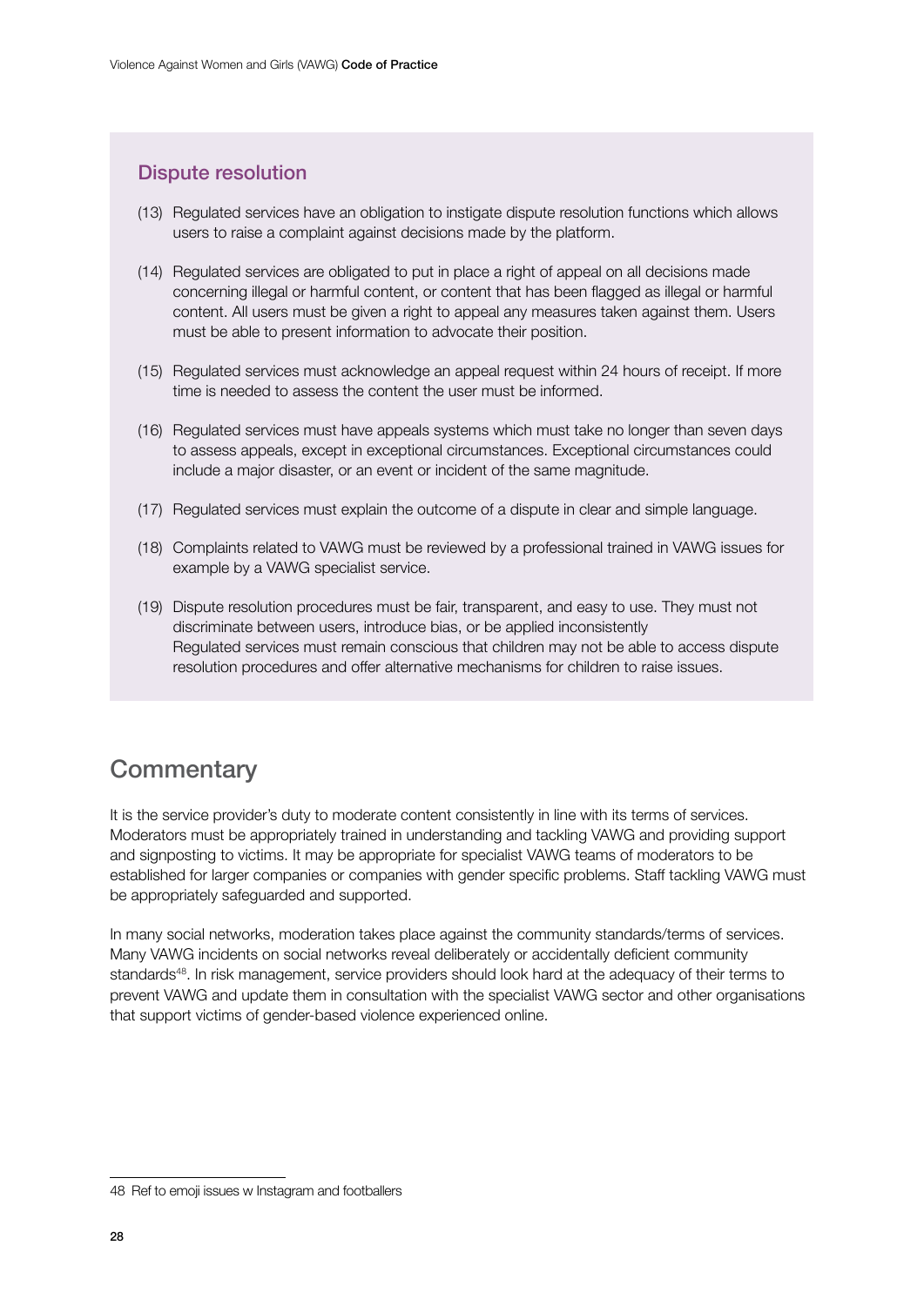### Dispute resolution

(13) Regulated services have an obligation to instigate dispute resolution functions which allows users to raise a complaint against decisions made by the platform.

(14) Regulated services are obligated to put in place a right of appeal on all decisions made concerning illegal or harmful content, or content that has been flagged as illegal or harmful content. All users must be given a right to appeal any measures taken against them. Users must be able to present information to advocate their position.

(15) Regulated services must acknowledge an appeal request within 24 hours of receipt. If more time is needed to assess the content the user must be informed.

(16) Regulated services must have appeals systems which must take no longer than seven days to assess appeals, except in exceptional circumstances. Exceptional circumstances could include a major disaster, or an event or incident of the same magnitude.

(17) Regulated services must explain the outcome of a dispute in clear and simple language.

(18) Complaints related to VAWG must be reviewed by a professional trained in VAWG issues for example by a VAWG specialist service.

(19) Dispute resolution procedures must be fair, transparent, and easy to use. They must not discriminate between users, introduce bias, or be applied inconsistently
Regulated services must remain conscious that children may not be able to access dispute resolution procedures and offer alternative mechanisms for children to raise issues.

## Commentary

It is the service provider's duty to moderate content consistently in line with its terms of services. Moderators must be appropriately trained in understanding and tackling VAWG and providing support and signposting to victims. It may be appropriate for specialist VAWG teams of moderators to be established for larger companies or companies with gender specific problems. Staff tackling VAWG must be appropriately safeguarded and supported.

In many social networks, moderation takes place against the community standards/terms of services. Many VAWG incidents on social networks reveal deliberately or accidentally deficient community standards[48]. In risk management, service providers should look hard at the adequacy of their terms to prevent VAWG and update them in consultation with the specialist VAWG sector and other organisations that support victims of gender-based violence experienced online.

48 Ref to emoji issues w Instagram and footballers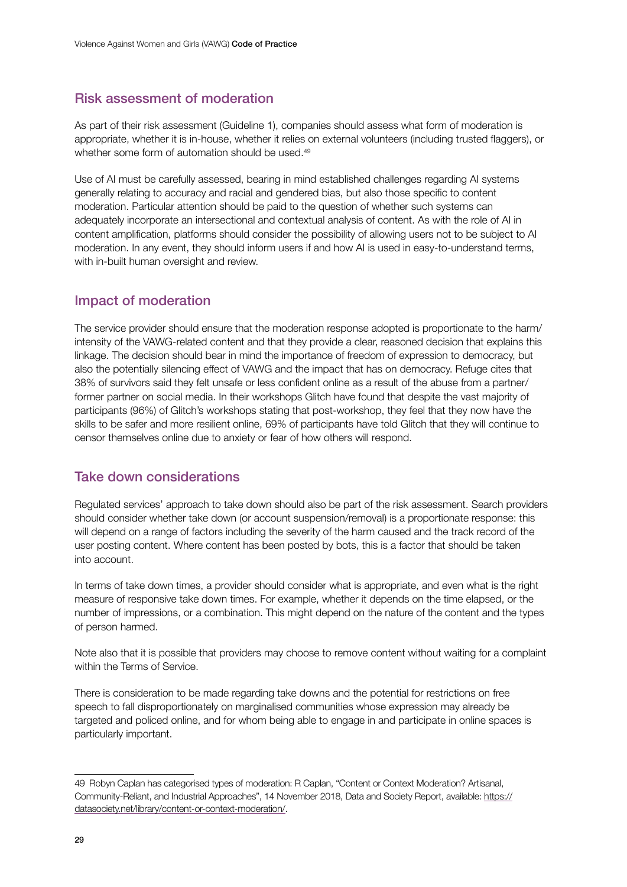## Risk assessment of moderation

As part of their risk assessment (Guideline 1), companies should assess what form of moderation is appropriate, whether it is in-house, whether it relies on external volunteers (including trusted flaggers), or whether some form of automation should be used.[49]

Use of AI must be carefully assessed, bearing in mind established challenges regarding AI systems generally relating to accuracy and racial and gendered bias, but also those specific to content moderation. Particular attention should be paid to the question of whether such systems can adequately incorporate an intersectional and contextual analysis of content. As with the role of AI in content amplification, platforms should consider the possibility of allowing users not to be subject to AI moderation. In any event, they should inform users if and how AI is used in easy-to-understand terms, with in-built human oversight and review.

## Impact of moderation

The service provider should ensure that the moderation response adopted is proportionate to the harm/ intensity of the VAWG-related content and that they provide a clear, reasoned decision that explains this linkage. The decision should bear in mind the importance of freedom of expression to democracy, but also the potentially silencing effect of VAWG and the impact that has on democracy. Refuge cites that 38% of survivors said they felt unsafe or less confident online as a result of the abuse from a partner/ former partner on social media. In their workshops Glitch have found that despite the vast majority of participants (96%) of Glitch's workshops stating that post-workshop, they feel that they now have the skills to be safer and more resilient online, 69% of participants have told Glitch that they will continue to censor themselves online due to anxiety or fear of how others will respond.

## Take down considerations

Regulated services' approach to take down should also be part of the risk assessment. Search providers should consider whether take down (or account suspension/removal) is a proportionate response: this will depend on a range of factors including the severity of the harm caused and the track record of the user posting content. Where content has been posted by bots, this is a factor that should be taken into account.

In terms of take down times, a provider should consider what is appropriate, and even what is the right measure of responsive take down times. For example, whether it depends on the time elapsed, or the number of impressions, or a combination. This might depend on the nature of the content and the types of person harmed.

Note also that it is possible that providers may choose to remove content without waiting for a complaint within the Terms of Service.

There is consideration to be made regarding take downs and the potential for restrictions on free speech to fall disproportionately on marginalised communities whose expression may already be targeted and policed online, and for whom being able to engage in and participate in online spaces is particularly important.

---

49 Robyn Caplan has categorised types of moderation: R Caplan, "Content or Context Moderation? Artisanal, Community-Reliant, and Industrial Approaches", 14 November 2018, Data and Society Report, available: https://datasociety.net/library/content-or-context-moderation/.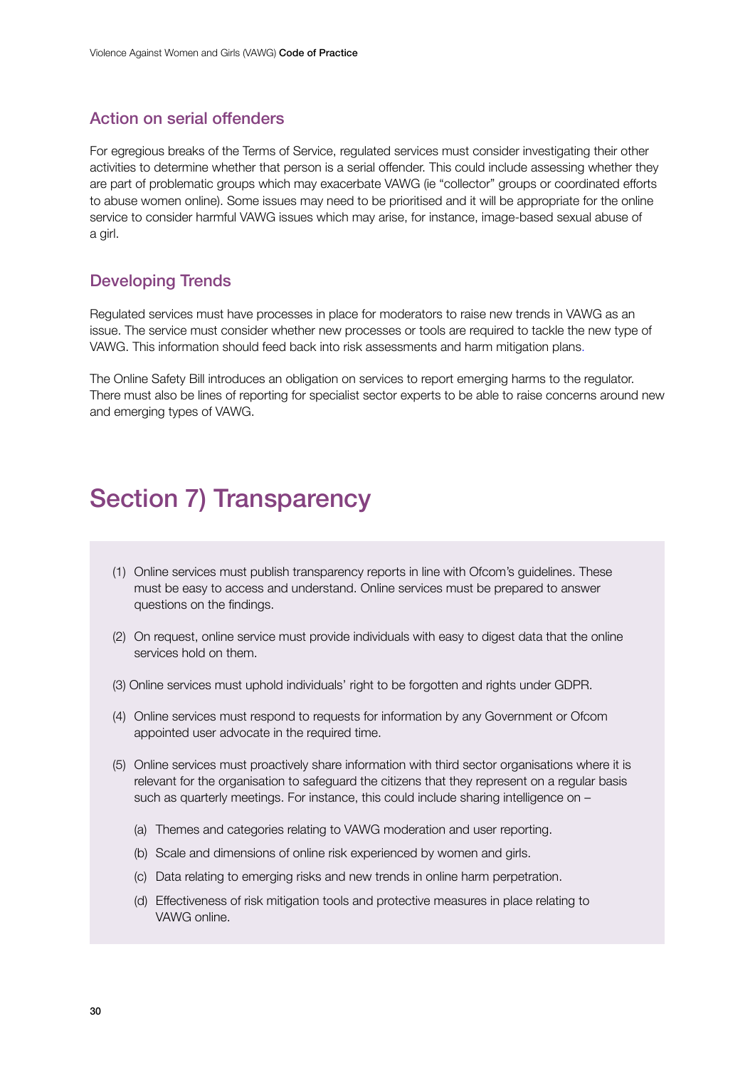## Action on serial offenders

For egregious breaks of the Terms of Service, regulated services must consider investigating their other activities to determine whether that person is a serial offender. This could include assessing whether they are part of problematic groups which may exacerbate VAWG (ie "collector" groups or coordinated efforts to abuse women online). Some issues may need to be prioritised and it will be appropriate for the online service to consider harmful VAWG issues which may arise, for instance, image-based sexual abuse of a girl.

## Developing Trends

Regulated services must have processes in place for moderators to raise new trends in VAWG as an issue. The service must consider whether new processes or tools are required to tackle the new type of VAWG. This information should feed back into risk assessments and harm mitigation plans.

The Online Safety Bill introduces an obligation on services to report emerging harms to the regulator. There must also be lines of reporting for specialist sector experts to be able to raise concerns around new and emerging types of VAWG.

# Section 7) Transparency

(1) Online services must publish transparency reports in line with Ofcom's guidelines. These must be easy to access and understand. Online services must be prepared to answer questions on the findings.

(2) On request, online service must provide individuals with easy to digest data that the online services hold on them.

(3) Online services must uphold individuals' right to be forgotten and rights under GDPR.

(4) Online services must respond to requests for information by any Government or Ofcom appointed user advocate in the required time.

(5) Online services must proactively share information with third sector organisations where it is relevant for the organisation to safeguard the citizens that they represent on a regular basis such as quarterly meetings. For instance, this could include sharing intelligence on –

  (a) Themes and categories relating to VAWG moderation and user reporting.

  (b) Scale and dimensions of online risk experienced by women and girls.

  (c) Data relating to emerging risks and new trends in online harm perpetration.

  (d) Effectiveness of risk mitigation tools and protective measures in place relating to VAWG online.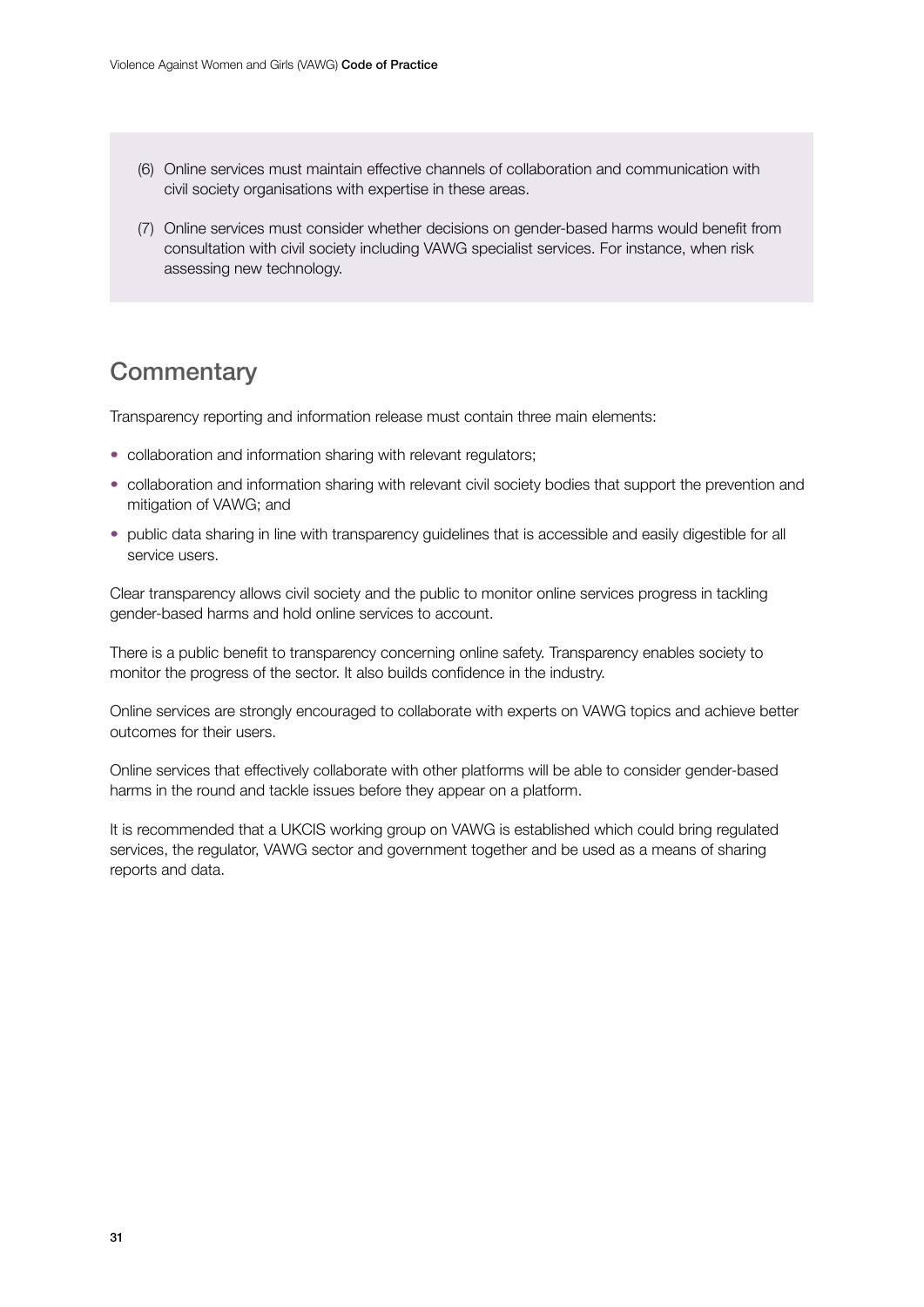(6) Online services must maintain effective channels of collaboration and communication with civil society organisations with expertise in these areas.

(7) Online services must consider whether decisions on gender-based harms would benefit from consultation with civil society including VAWG specialist services. For instance, when risk assessing new technology.

## Commentary

Transparency reporting and information release must contain three main elements:

- collaboration and information sharing with relevant regulators;
- collaboration and information sharing with relevant civil society bodies that support the prevention and mitigation of VAWG; and
- public data sharing in line with transparency guidelines that is accessible and easily digestible for all service users.

Clear transparency allows civil society and the public to monitor online services progress in tackling gender-based harms and hold online services to account.

There is a public benefit to transparency concerning online safety. Transparency enables society to monitor the progress of the sector. It also builds confidence in the industry.

Online services are strongly encouraged to collaborate with experts on VAWG topics and achieve better outcomes for their users.

Online services that effectively collaborate with other platforms will be able to consider gender-based harms in the round and tackle issues before they appear on a platform.

It is recommended that a UKCIS working group on VAWG is established which could bring regulated services, the regulator, VAWG sector and government together and be used as a means of sharing reports and data.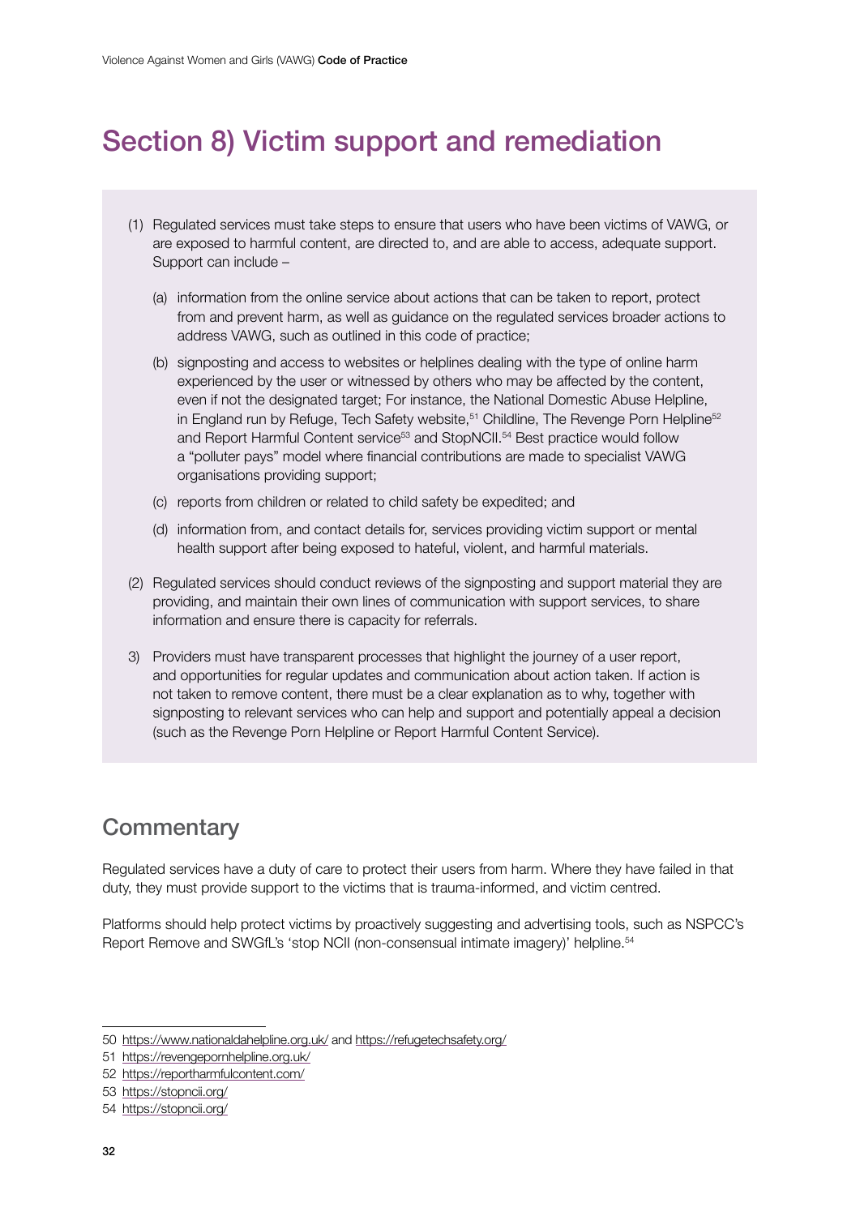# Section 8) Victim support and remediation

(1) Regulated services must take steps to ensure that users who have been victims of VAWG, or are exposed to harmful content, are directed to, and are able to access, adequate support. Support can include –

(a) information from the online service about actions that can be taken to report, protect from and prevent harm, as well as guidance on the regulated services broader actions to address VAWG, such as outlined in this code of practice;

(b) signposting and access to websites or helplines dealing with the type of online harm experienced by the user or witnessed by others who may be affected by the content, even if not the designated target; For instance, the National Domestic Abuse Helpline, in England run by Refuge, Tech Safety website,[51] Childline, The Revenge Porn Helpline[52] and Report Harmful Content service[53] and StopNCII.[54] Best practice would follow a "polluter pays" model where financial contributions are made to specialist VAWG organisations providing support;

(c) reports from children or related to child safety be expedited; and

(d) information from, and contact details for, services providing victim support or mental health support after being exposed to hateful, violent, and harmful materials.

(2) Regulated services should conduct reviews of the signposting and support material they are providing, and maintain their own lines of communication with support services, to share information and ensure there is capacity for referrals.

3) Providers must have transparent processes that highlight the journey of a user report, and opportunities for regular updates and communication about action taken. If action is not taken to remove content, there must be a clear explanation as to why, together with signposting to relevant services who can help and support and potentially appeal a decision (such as the Revenge Porn Helpline or Report Harmful Content Service).

## Commentary

Regulated services have a duty of care to protect their users from harm. Where they have failed in that duty, they must provide support to the victims that is trauma-informed, and victim centred.

Platforms should help protect victims by proactively suggesting and advertising tools, such as NSPCC's Report Remove and SWGfL's 'stop NCII (non-consensual intimate imagery)' helpline.[54]

---

50 https://www.nationaldahelpline.org.uk/ and https://refugetechsafety.org/

51 https://revengepornhelpline.org.uk/

52 https://reportharmfulcontent.com/

53 https://stopncii.org/

54 https://stopncii.org/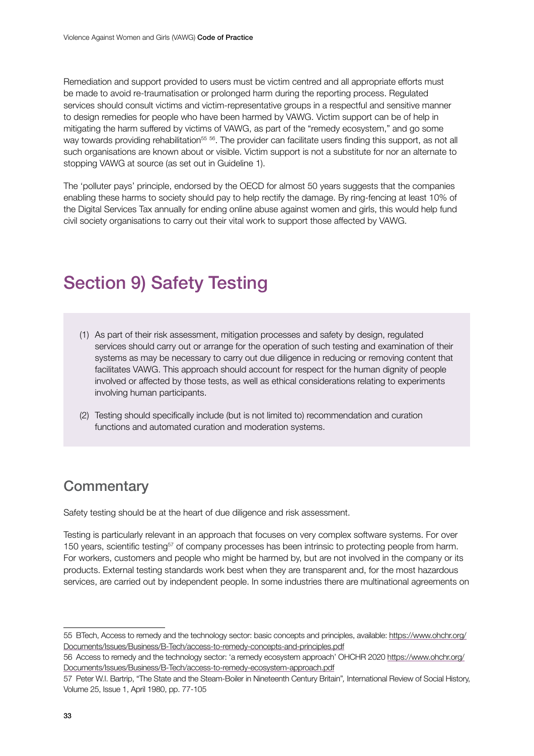Remediation and support provided to users must be victim centred and all appropriate efforts must be made to avoid re-traumatisation or prolonged harm during the reporting process. Regulated services should consult victims and victim-representative groups in a respectful and sensitive manner to design remedies for people who have been harmed by VAWG. Victim support can be of help in mitigating the harm suffered by victims of VAWG, as part of the "remedy ecosystem," and go some way towards providing rehabilitation[55] [56]. The provider can facilitate users finding this support, as not all such organisations are known about or visible. Victim support is not a substitute for nor an alternate to stopping VAWG at source (as set out in Guideline 1).

The 'polluter pays' principle, endorsed by the OECD for almost 50 years suggests that the companies enabling these harms to society should pay to help rectify the damage. By ring-fencing at least 10% of the Digital Services Tax annually for ending online abuse against women and girls, this would help fund civil society organisations to carry out their vital work to support those affected by VAWG.

# Section 9) Safety Testing

(1) As part of their risk assessment, mitigation processes and safety by design, regulated services should carry out or arrange for the operation of such testing and examination of their systems as may be necessary to carry out due diligence in reducing or removing content that facilitates VAWG. This approach should account for respect for the human dignity of people involved or affected by those tests, as well as ethical considerations relating to experiments involving human participants.

(2) Testing should specifically include (but is not limited to) recommendation and curation functions and automated curation and moderation systems.

## Commentary

Safety testing should be at the heart of due diligence and risk assessment.

Testing is particularly relevant in an approach that focuses on very complex software systems. For over 150 years, scientific testing[57] of company processes has been intrinsic to protecting people from harm. For workers, customers and people who might be harmed by, but are not involved in the company or its products. External testing standards work best when they are transparent and, for the most hazardous services, are carried out by independent people. In some industries there are multinational agreements on

---

55 BTech, Access to remedy and the technology sector: basic concepts and principles, available: https://www.ohchr.org/Documents/Issues/Business/B-Tech/access-to-remedy-concepts-and-principles.pdf

56 Access to remedy and the technology sector: 'a remedy ecosystem approach' OHCHR 2020 https://www.ohchr.org/Documents/Issues/Business/B-Tech/access-to-remedy-ecosystem-approach.pdf

57 Peter W.I. Bartrip, "The State and the Steam-Boiler in Nineteenth Century Britain"*, International Review of Social History,* Volume 25, Issue 1, April 1980, pp. 77-105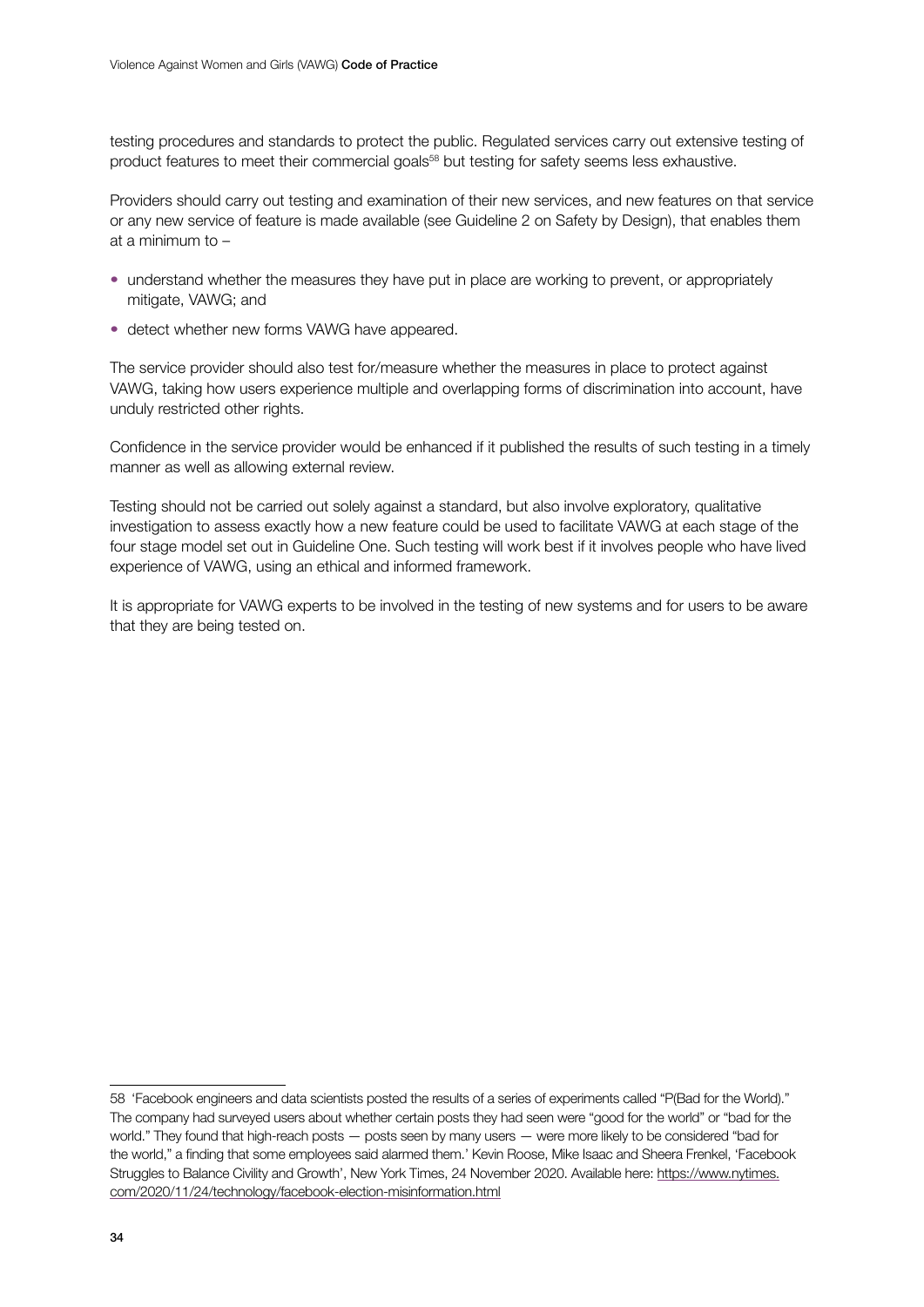testing procedures and standards to protect the public. Regulated services carry out extensive testing of product features to meet their commercial goals[58] but testing for safety seems less exhaustive.

Providers should carry out testing and examination of their new services, and new features on that service or any new service of feature is made available (see Guideline 2 on Safety by Design), that enables them at a minimum to –

- understand whether the measures they have put in place are working to prevent, or appropriately mitigate, VAWG; and
- detect whether new forms VAWG have appeared.

The service provider should also test for/measure whether the measures in place to protect against VAWG, taking how users experience multiple and overlapping forms of discrimination into account, have unduly restricted other rights.

Confidence in the service provider would be enhanced if it published the results of such testing in a timely manner as well as allowing external review.

Testing should not be carried out solely against a standard, but also involve exploratory, qualitative investigation to assess exactly how a new feature could be used to facilitate VAWG at each stage of the four stage model set out in Guideline One. Such testing will work best if it involves people who have lived experience of VAWG, using an ethical and informed framework.

It is appropriate for VAWG experts to be involved in the testing of new systems and for users to be aware that they are being tested on.

---

58 'Facebook engineers and data scientists posted the results of a series of experiments called "P(Bad for the World)." The company had surveyed users about whether certain posts they had seen were "good for the world" or "bad for the world." They found that high-reach posts — posts seen by many users — were more likely to be considered "bad for the world," a finding that some employees said alarmed them.' Kevin Roose, Mike Isaac and Sheera Frenkel, 'Facebook Struggles to Balance Civility and Growth', New York Times, 24 November 2020. Available here: https://www.nytimes.com/2020/11/24/technology/facebook-election-misinformation.html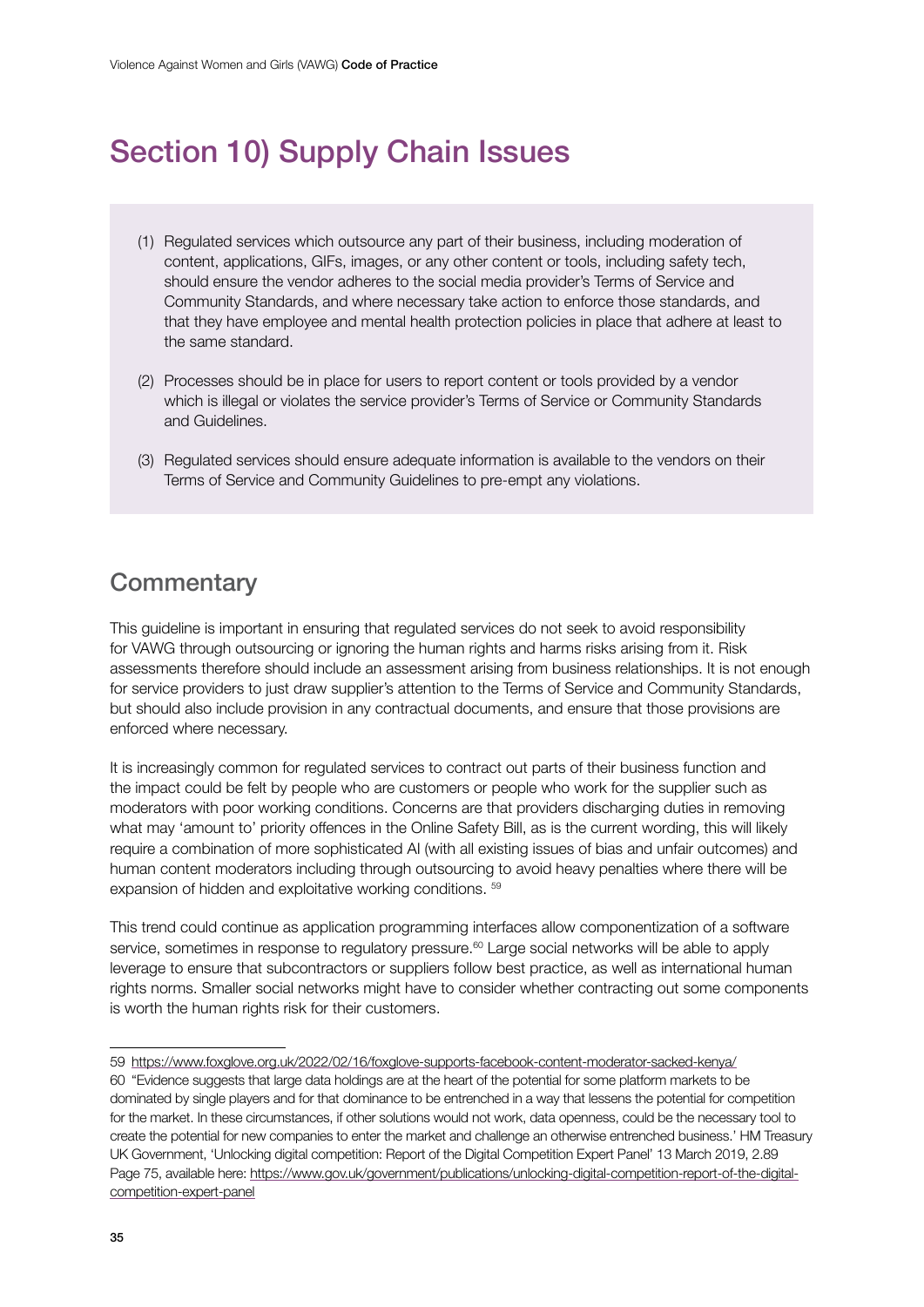# Section 10) Supply Chain Issues

(1) Regulated services which outsource any part of their business, including moderation of content, applications, GIFs, images, or any other content or tools, including safety tech, should ensure the vendor adheres to the social media provider's Terms of Service and Community Standards, and where necessary take action to enforce those standards, and that they have employee and mental health protection policies in place that adhere at least to the same standard.

(2) Processes should be in place for users to report content or tools provided by a vendor which is illegal or violates the service provider's Terms of Service or Community Standards and Guidelines.

(3) Regulated services should ensure adequate information is available to the vendors on their Terms of Service and Community Guidelines to pre-empt any violations.

## Commentary

This guideline is important in ensuring that regulated services do not seek to avoid responsibility for VAWG through outsourcing or ignoring the human rights and harms risks arising from it. Risk assessments therefore should include an assessment arising from business relationships. It is not enough for service providers to just draw supplier's attention to the Terms of Service and Community Standards, but should also include provision in any contractual documents, and ensure that those provisions are enforced where necessary.

It is increasingly common for regulated services to contract out parts of their business function and the impact could be felt by people who are customers or people who work for the supplier such as moderators with poor working conditions. Concerns are that providers discharging duties in removing what may 'amount to' priority offences in the Online Safety Bill, as is the current wording, this will likely require a combination of more sophisticated AI (with all existing issues of bias and unfair outcomes) and human content moderators including through outsourcing to avoid heavy penalties where there will be expansion of hidden and exploitative working conditions. [59]

This trend could continue as application programming interfaces allow componentization of a software service, sometimes in response to regulatory pressure.[60] Large social networks will be able to apply leverage to ensure that subcontractors or suppliers follow best practice, as well as international human rights norms. Smaller social networks might have to consider whether contracting out some components is worth the human rights risk for their customers.

---

59 https://www.foxglove.org.uk/2022/02/16/foxglove-supports-facebook-content-moderator-sacked-kenya/

60 "Evidence suggests that large data holdings are at the heart of the potential for some platform markets to be dominated by single players and for that dominance to be entrenched in a way that lessens the potential for competition for the market. In these circumstances, if other solutions would not work, data openness, could be the necessary tool to create the potential for new companies to enter the market and challenge an otherwise entrenched business.' HM Treasury UK Government, 'Unlocking digital competition: Report of the Digital Competition Expert Panel' 13 March 2019, 2.89 Page 75, available here: https://www.gov.uk/government/publications/unlocking-digital-competition-report-of-the-digital-competition-expert-panel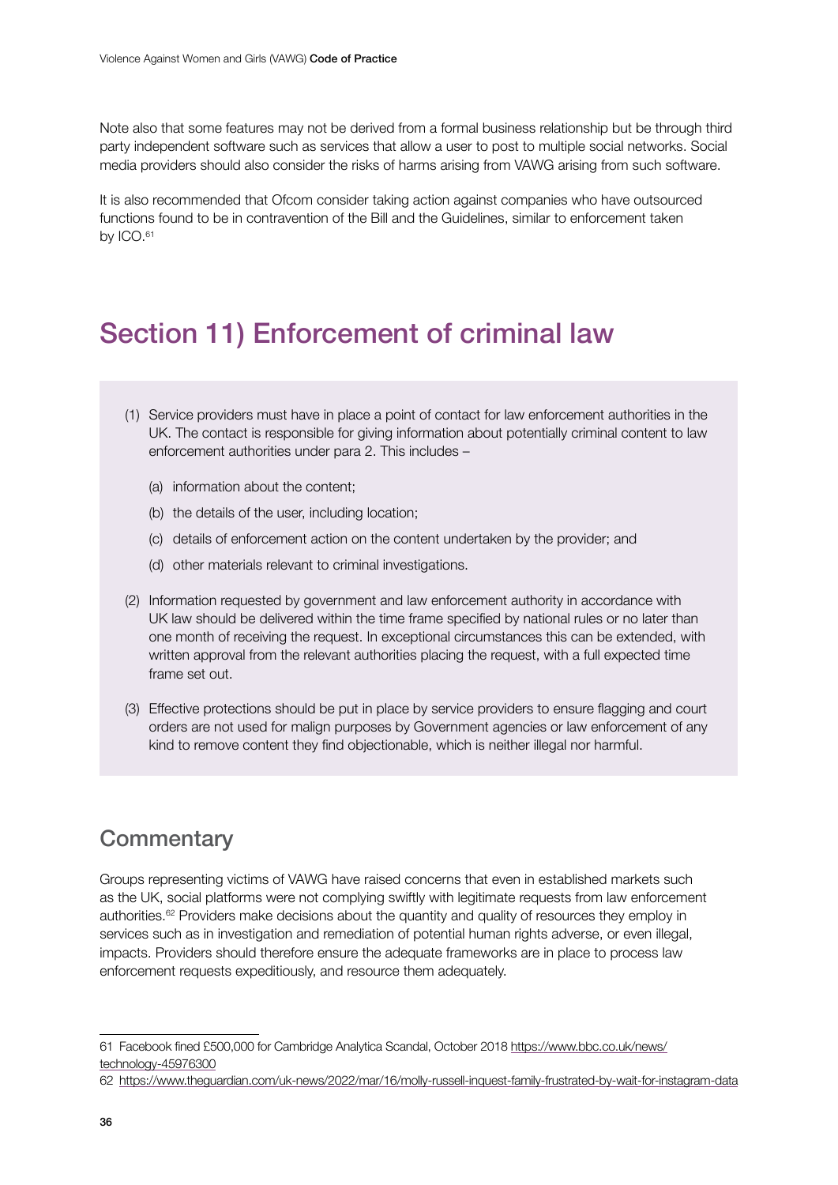Note also that some features may not be derived from a formal business relationship but be through third party independent software such as services that allow a user to post to multiple social networks. Social media providers should also consider the risks of harms arising from VAWG arising from such software.

It is also recommended that Ofcom consider taking action against companies who have outsourced functions found to be in contravention of the Bill and the Guidelines, similar to enforcement taken by ICO.[61]

# Section 11) Enforcement of criminal law

(1) Service providers must have in place a point of contact for law enforcement authorities in the UK. The contact is responsible for giving information about potentially criminal content to law enforcement authorities under para 2. This includes –

  (a) information about the content;

  (b) the details of the user, including location;

  (c) details of enforcement action on the content undertaken by the provider; and

  (d) other materials relevant to criminal investigations.

(2) Information requested by government and law enforcement authority in accordance with UK law should be delivered within the time frame specified by national rules or no later than one month of receiving the request. In exceptional circumstances this can be extended, with written approval from the relevant authorities placing the request, with a full expected time frame set out.

(3) Effective protections should be put in place by service providers to ensure flagging and court orders are not used for malign purposes by Government agencies or law enforcement of any kind to remove content they find objectionable, which is neither illegal nor harmful.

## Commentary

Groups representing victims of VAWG have raised concerns that even in established markets such as the UK, social platforms were not complying swiftly with legitimate requests from law enforcement authorities.[62] Providers make decisions about the quantity and quality of resources they employ in services such as in investigation and remediation of potential human rights adverse, or even illegal, impacts. Providers should therefore ensure the adequate frameworks are in place to process law enforcement requests expeditiously, and resource them adequately.

---

61 Facebook fined £500,000 for Cambridge Analytica Scandal, October 2018 https://www.bbc.co.uk/news/technology-45976300

62 https://www.theguardian.com/uk-news/2022/mar/16/molly-russell-inquest-family-frustrated-by-wait-for-instagram-data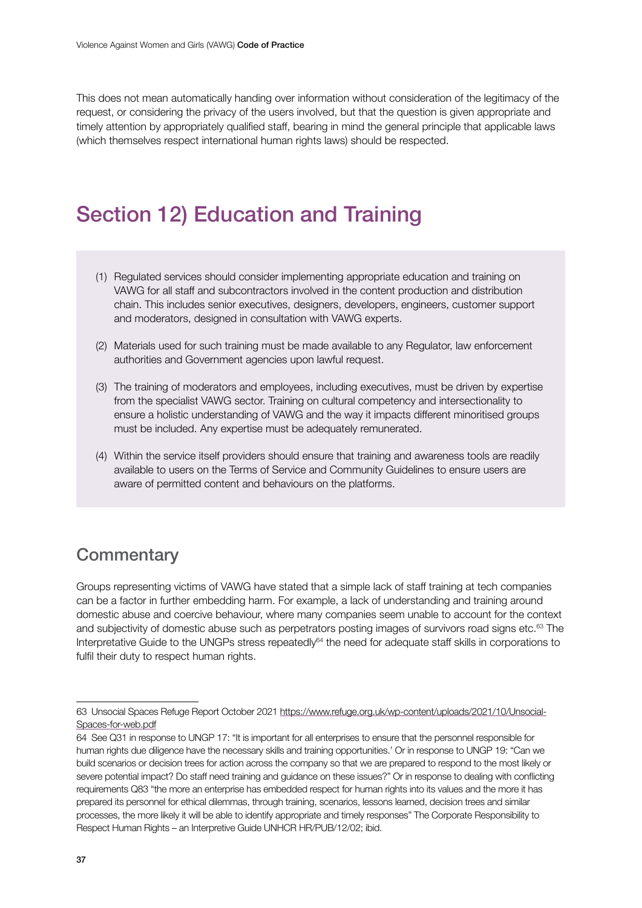This does not mean automatically handing over information without consideration of the legitimacy of the request, or considering the privacy of the users involved, but that the question is given appropriate and timely attention by appropriately qualified staff, bearing in mind the general principle that applicable laws (which themselves respect international human rights laws) should be respected.

# Section 12) Education and Training

(1) Regulated services should consider implementing appropriate education and training on VAWG for all staff and subcontractors involved in the content production and distribution chain. This includes senior executives, designers, developers, engineers, customer support and moderators, designed in consultation with VAWG experts.

(2) Materials used for such training must be made available to any Regulator, law enforcement authorities and Government agencies upon lawful request.

(3) The training of moderators and employees, including executives, must be driven by expertise from the specialist VAWG sector. Training on cultural competency and intersectionality to ensure a holistic understanding of VAWG and the way it impacts different minoritised groups must be included. Any expertise must be adequately remunerated.

(4) Within the service itself providers should ensure that training and awareness tools are readily available to users on the Terms of Service and Community Guidelines to ensure users are aware of permitted content and behaviours on the platforms.

## Commentary

Groups representing victims of VAWG have stated that a simple lack of staff training at tech companies can be a factor in further embedding harm. For example, a lack of understanding and training around domestic abuse and coercive behaviour, where many companies seem unable to account for the context and subjectivity of domestic abuse such as perpetrators posting images of survivors road signs etc.[63] The Interpretative Guide to the UNGPs stress repeatedly[64] the need for adequate staff skills in corporations to fulfil their duty to respect human rights.

---

63 Unsocial Spaces Refuge Report October 2021 https://www.refuge.org.uk/wp-content/uploads/2021/10/Unsocial-Spaces-for-web.pdf

64 See Q31 in response to UNGP 17: "It is important for all enterprises to ensure that the personnel responsible for human rights due diligence have the necessary skills and training opportunities.' Or in response to UNGP 19: "Can we build scenarios or decision trees for action across the company so that we are prepared to respond to the most likely or severe potential impact? Do staff need training and guidance on these issues?" Or in response to dealing with conflicting requirements Q83 "the more an enterprise has embedded respect for human rights into its values and the more it has prepared its personnel for ethical dilemmas, through training, scenarios, lessons learned, decision trees and similar processes, the more likely it will be able to identify appropriate and timely responses" The Corporate Responsibility to Respect Human Rights – an Interpretive Guide UNHCR HR/PUB/12/02; ibid.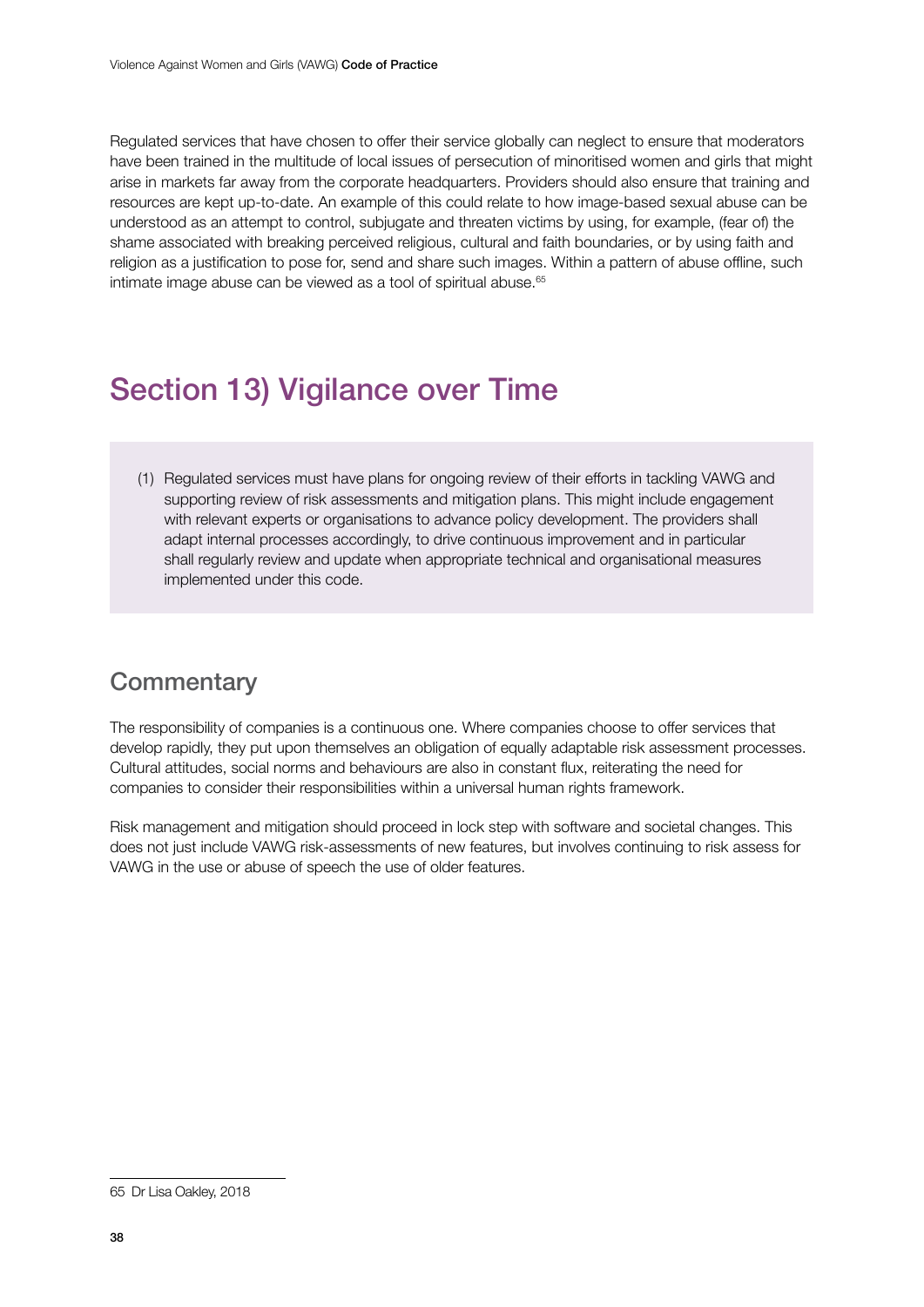Regulated services that have chosen to offer their service globally can neglect to ensure that moderators have been trained in the multitude of local issues of persecution of minoritised women and girls that might arise in markets far away from the corporate headquarters. Providers should also ensure that training and resources are kept up-to-date. An example of this could relate to how image-based sexual abuse can be understood as an attempt to control, subjugate and threaten victims by using, for example, (fear of) the shame associated with breaking perceived religious, cultural and faith boundaries, or by using faith and religion as a justification to pose for, send and share such images. Within a pattern of abuse offline, such intimate image abuse can be viewed as a tool of spiritual abuse.[65]

# Section 13) Vigilance over Time

(1) Regulated services must have plans for ongoing review of their efforts in tackling VAWG and supporting review of risk assessments and mitigation plans. This might include engagement with relevant experts or organisations to advance policy development. The providers shall adapt internal processes accordingly, to drive continuous improvement and in particular shall regularly review and update when appropriate technical and organisational measures implemented under this code.

## Commentary

The responsibility of companies is a continuous one. Where companies choose to offer services that develop rapidly, they put upon themselves an obligation of equally adaptable risk assessment processes. Cultural attitudes, social norms and behaviours are also in constant flux, reiterating the need for companies to consider their responsibilities within a universal human rights framework.

Risk management and mitigation should proceed in lock step with software and societal changes. This does not just include VAWG risk-assessments of new features, but involves continuing to risk assess for VAWG in the use or abuse of speech the use of older features.

---

65 Dr Lisa Oakley, 2018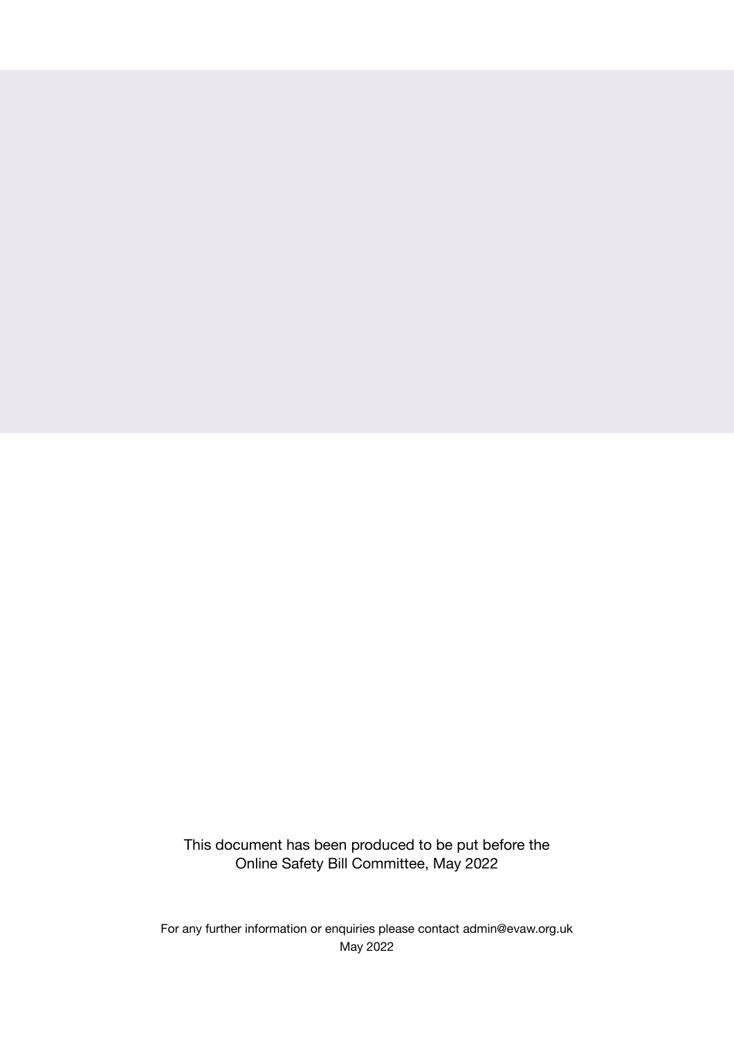This document has been produced to be put before the Online Safety Bill Committee, May 2022

For any further information or enquiries please contact admin@evaw.org.uk
May 2022